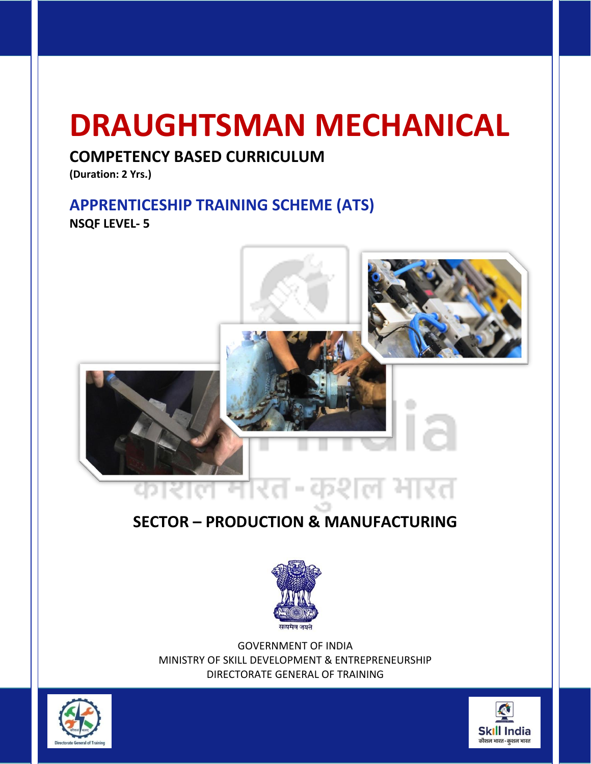# DRAUGHTSMAN MECHANICAL

**COMPETENCY BASED CURRICULUM**

**(Duration: 2 Yrs.)**

## APPRENTICESHIP TRAINING SCHEME (ATS)

**NSQF LEVEL- 5**

## SECTOR – PRODUCTION & MANUFACTURING

सत्यमेव जयते

GOVERNMENT OF INDIA

MINISTRY OF SKILL DEVELOPMENT & ENTREPRENEURSHIP

DIRECTORATE GENERAL OF TRAINING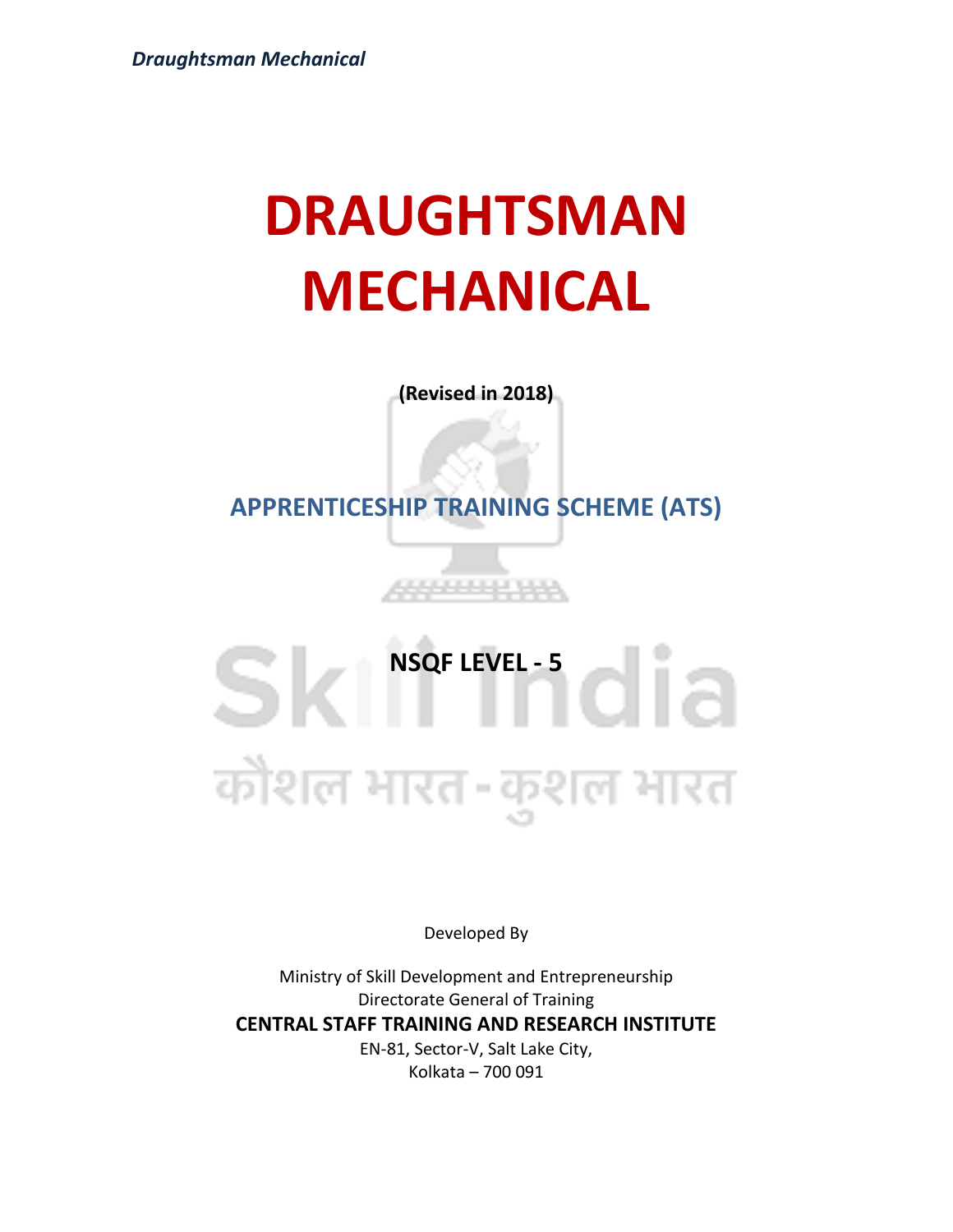# DRAUGHTSMAN MECHANICAL

**(Revised in 2018)**

## APPRENTICESHIP TRAINING SCHEME (ATS)

**NSQF LEVEL - 5**

Developed By

Ministry of Skill Development and Entrepreneurship

Directorate General of Training

**CENTRAL STAFF TRAINING AND RESEARCH INSTITUTE**

EN-81, Sector-V, Salt Lake City,

Kolkata – 700 091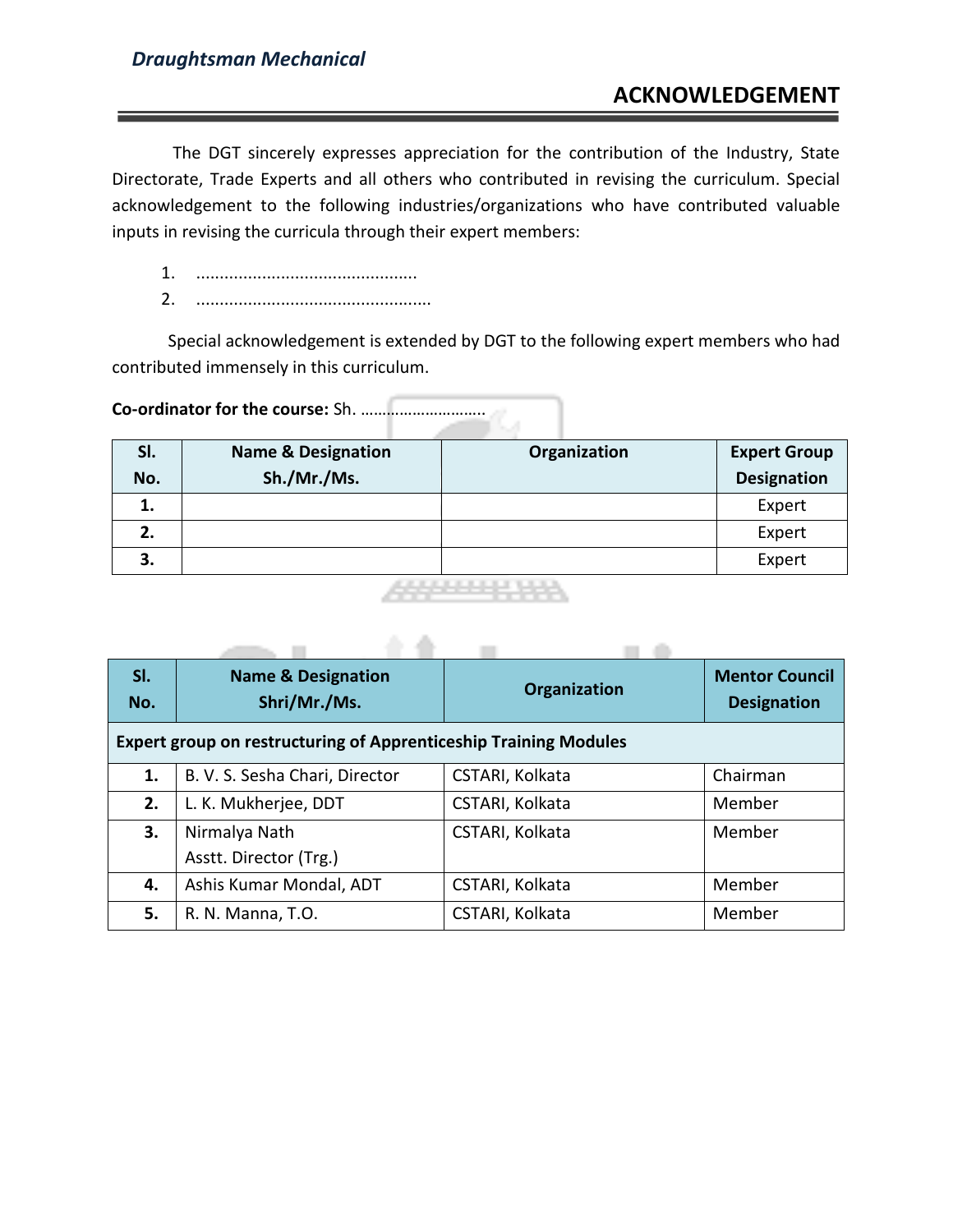# ACKNOWLEDGEMENT

The DGT sincerely expresses appreciation for the contribution of the Industry, State Directorate, Trade Experts and all others who contributed in revising the curriculum. Special acknowledgement to the following industries/organizations who have contributed valuable inputs in revising the curricula through their expert members:

1. ...............................................
2. .................................................

Special acknowledgement is extended by DGT to the following expert members who had contributed immensely in this curriculum.

**Co-ordinator for the course:** Sh. ............................

| Sl. No. | Name & Designation Sh./Mr./Ms. | Organization | Expert Group Designation |
|---|---|---|---|
| **1.** | | | Expert |
| **2.** | | | Expert |
| **3.** | | | Expert |

| Sl. No. | Name & Designation Shri/Mr./Ms. | Organization | Mentor Council Designation |
|---|---|---|---|
| **Expert group on restructuring of Apprenticeship Training Modules** | | | |
| **1.** | B. V. S. Sesha Chari, Director | CSTARI, Kolkata | Chairman |
| **2.** | L. K. Mukherjee, DDT | CSTARI, Kolkata | Member |
| **3.** | Nirmalya Nath Asstt. Director (Trg.) | CSTARI, Kolkata | Member |
| **4.** | Ashis Kumar Mondal, ADT | CSTARI, Kolkata | Member |
| **5.** | R. N. Manna, T.O. | CSTARI, Kolkata | Member |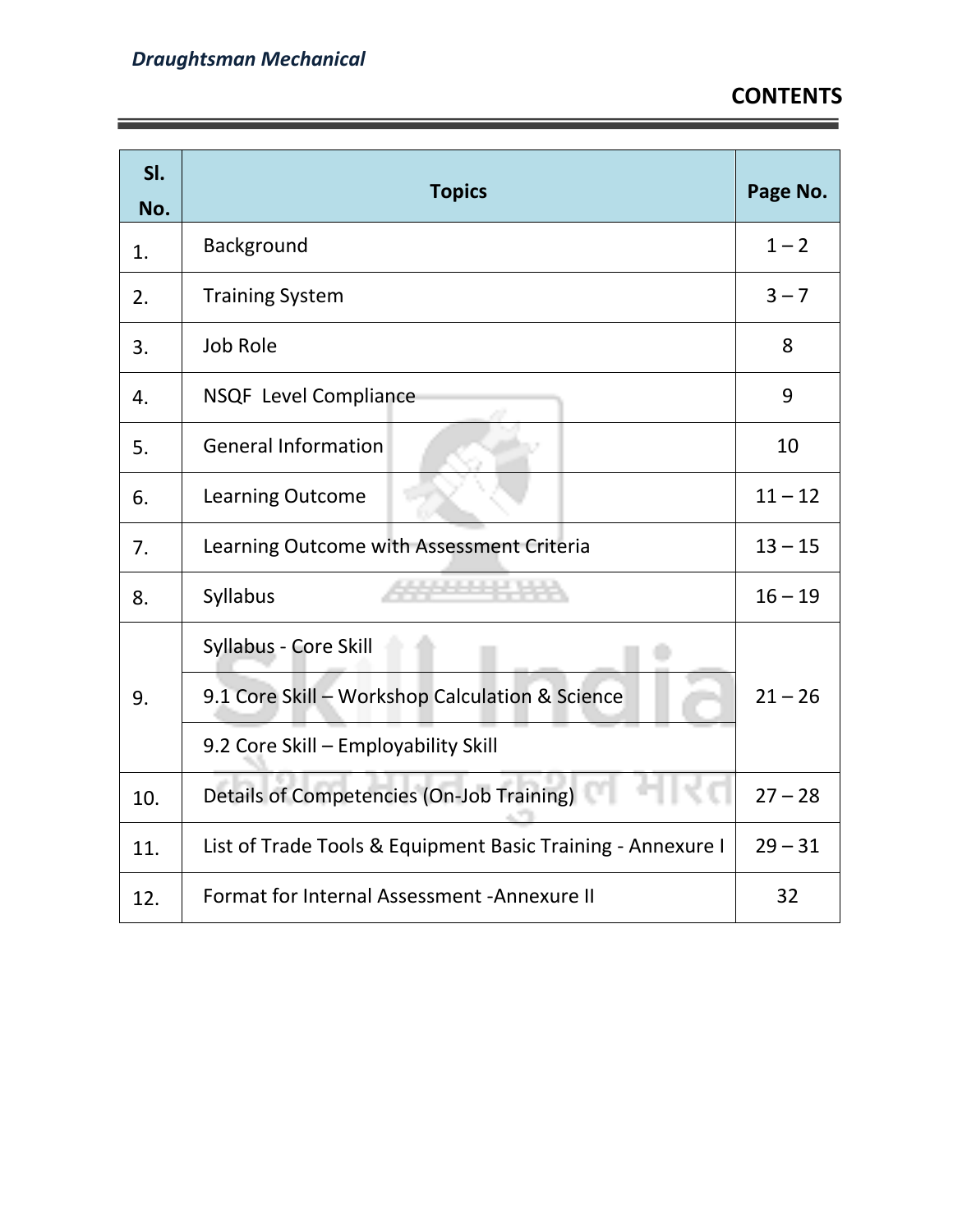## CONTENTS

| Sl. No. | Topics | Page No. |
|---|---|---|
| 1. | Background | 1 – 2 |
| 2. | Training System | 3 – 7 |
| 3. | Job Role | 8 |
| 4. | NSQF Level Compliance | 9 |
| 5. | General Information | 10 |
| 6. | Learning Outcome | 11 – 12 |
| 7. | Learning Outcome with Assessment Criteria | 13 – 15 |
| 8. | Syllabus | 16 – 19 |
| 9. | Syllabus - Core Skill | 21 – 26 |
| | 9.1 Core Skill – Workshop Calculation & Science | |
| | 9.2 Core Skill – Employability Skill | |
| 10. | Details of Competencies (On-Job Training) | 27 – 28 |
| 11. | List of Trade Tools & Equipment Basic Training - Annexure I | 29 – 31 |
| 12. | Format for Internal Assessment -Annexure II | 32 |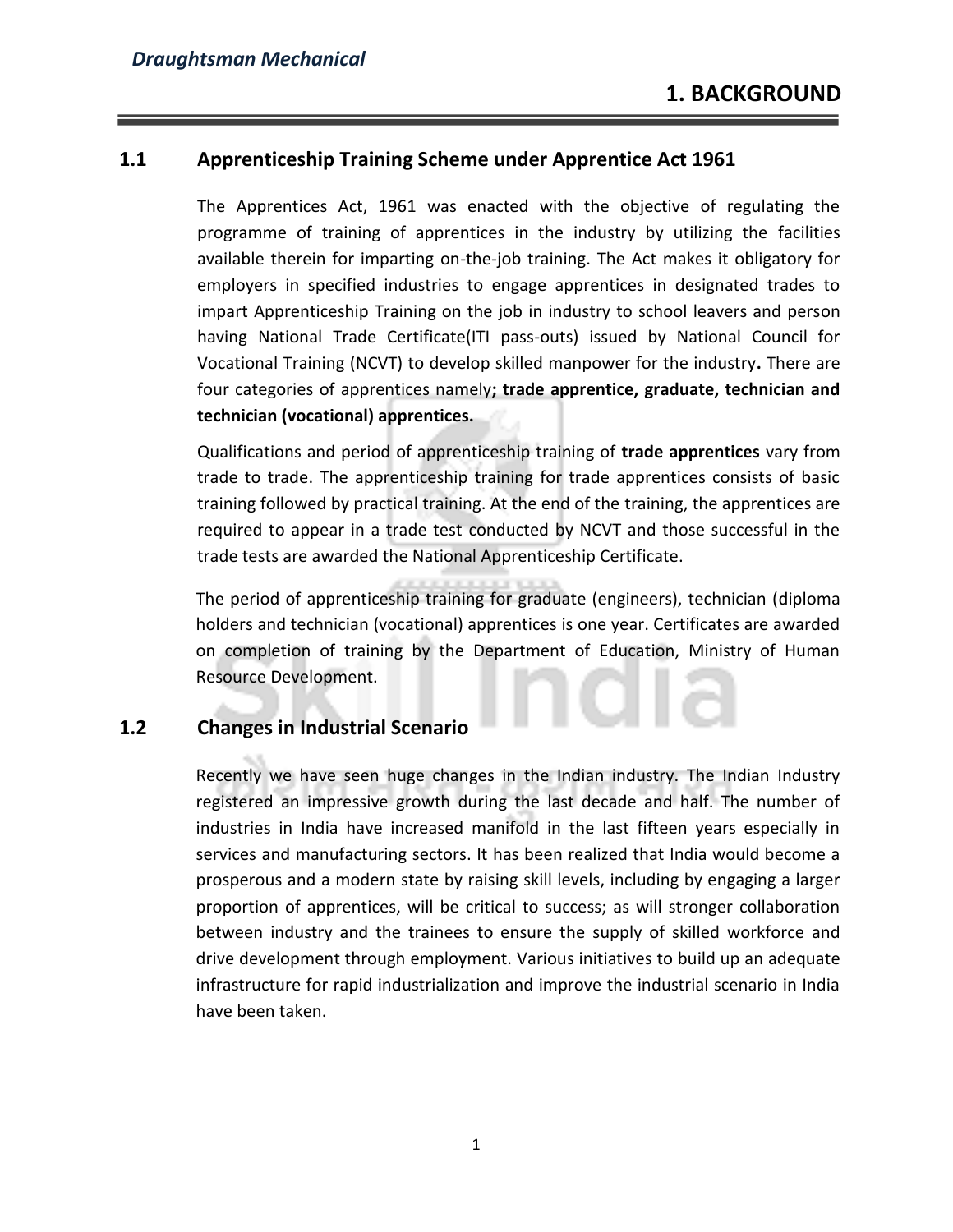# 1. BACKGROUND

## 1.1 Apprenticeship Training Scheme under Apprentice Act 1961

The Apprentices Act, 1961 was enacted with the objective of regulating the programme of training of apprentices in the industry by utilizing the facilities available therein for imparting on-the-job training. The Act makes it obligatory for employers in specified industries to engage apprentices in designated trades to impart Apprenticeship Training on the job in industry to school leavers and person having National Trade Certificate(ITI pass-outs) issued by National Council for Vocational Training (NCVT) to develop skilled manpower for the industry**.** There are four categories of apprentices namely**; trade apprentice, graduate, technician and technician (vocational) apprentices.**

Qualifications and period of apprenticeship training of **trade apprentices** vary from trade to trade. The apprenticeship training for trade apprentices consists of basic training followed by practical training. At the end of the training, the apprentices are required to appear in a trade test conducted by NCVT and those successful in the trade tests are awarded the National Apprenticeship Certificate.

The period of apprenticeship training for graduate (engineers), technician (diploma holders and technician (vocational) apprentices is one year. Certificates are awarded on completion of training by the Department of Education, Ministry of Human Resource Development.

## 1.2 Changes in Industrial Scenario

Recently we have seen huge changes in the Indian industry. The Indian Industry registered an impressive growth during the last decade and half. The number of industries in India have increased manifold in the last fifteen years especially in services and manufacturing sectors. It has been realized that India would become a prosperous and a modern state by raising skill levels, including by engaging a larger proportion of apprentices, will be critical to success; as will stronger collaboration between industry and the trainees to ensure the supply of skilled workforce and drive development through employment. Various initiatives to build up an adequate infrastructure for rapid industrialization and improve the industrial scenario in India have been taken.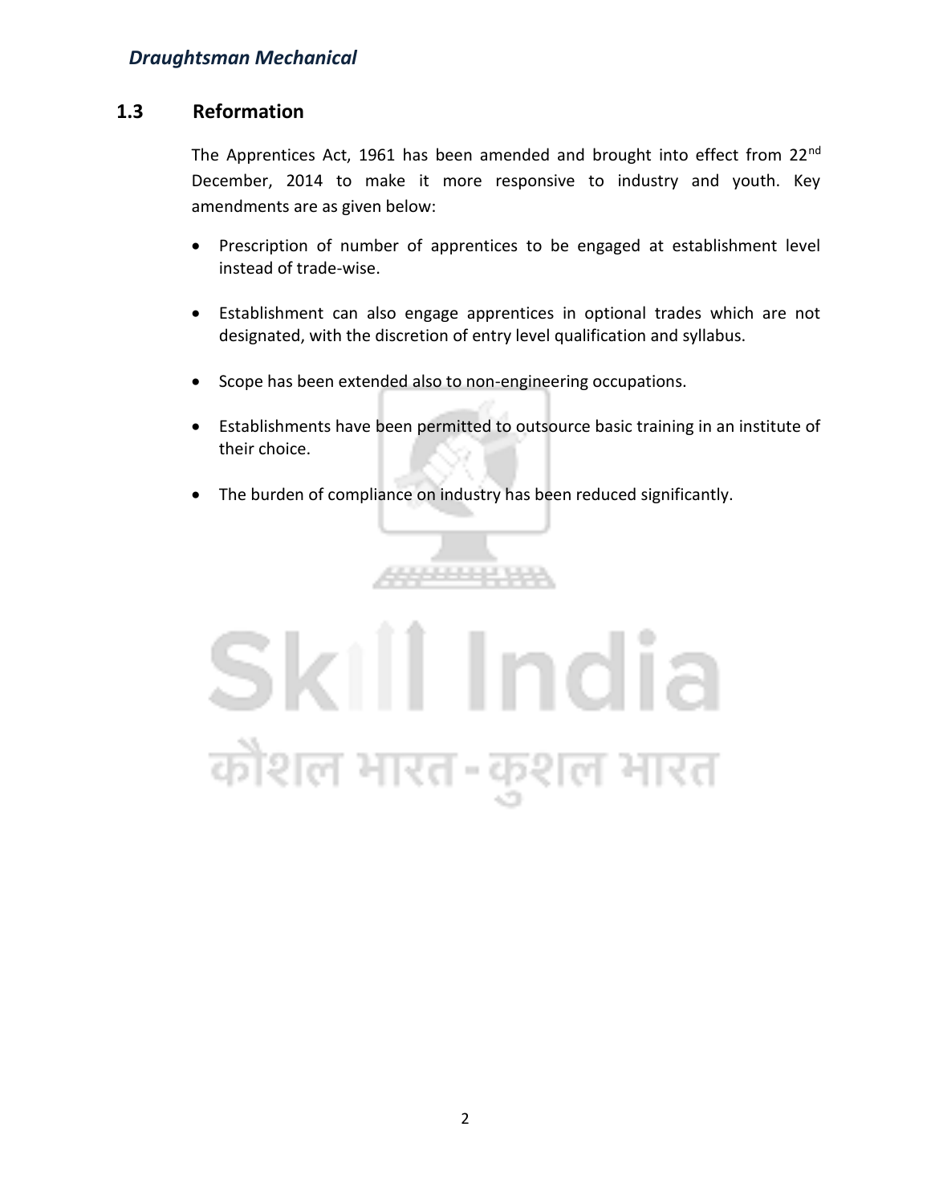## 1.3 Reformation

The Apprentices Act, 1961 has been amended and brought into effect from 22nd December, 2014 to make it more responsive to industry and youth. Key amendments are as given below:

- Prescription of number of apprentices to be engaged at establishment level instead of trade-wise.
- Establishment can also engage apprentices in optional trades which are not designated, with the discretion of entry level qualification and syllabus.
- Scope has been extended also to non-engineering occupations.
- Establishments have been permitted to outsource basic training in an institute of their choice.
- The burden of compliance on industry has been reduced significantly.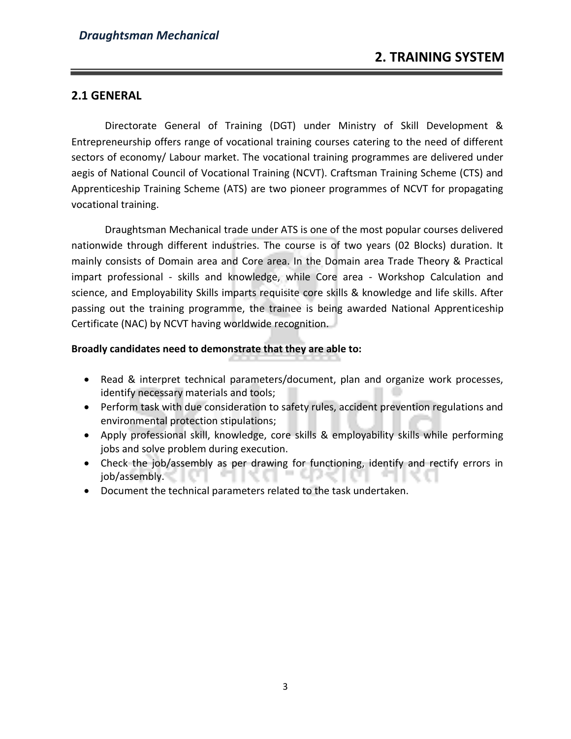# 2. TRAINING SYSTEM

## 2.1 GENERAL

Directorate General of Training (DGT) under Ministry of Skill Development & Entrepreneurship offers range of vocational training courses catering to the need of different sectors of economy/ Labour market. The vocational training programmes are delivered under aegis of National Council of Vocational Training (NCVT). Craftsman Training Scheme (CTS) and Apprenticeship Training Scheme (ATS) are two pioneer programmes of NCVT for propagating vocational training.

Draughtsman Mechanical trade under ATS is one of the most popular courses delivered nationwide through different industries. The course is of two years (02 Blocks) duration. It mainly consists of Domain area and Core area. In the Domain area Trade Theory & Practical impart professional - skills and knowledge, while Core area - Workshop Calculation and science, and Employability Skills imparts requisite core skills & knowledge and life skills. After passing out the training programme, the trainee is being awarded National Apprenticeship Certificate (NAC) by NCVT having worldwide recognition.

**Broadly candidates need to demonstrate that they are able to:**

- Read & interpret technical parameters/document, plan and organize work processes, identify necessary materials and tools;
- Perform task with due consideration to safety rules, accident prevention regulations and environmental protection stipulations;
- Apply professional skill, knowledge, core skills & employability skills while performing jobs and solve problem during execution.
- Check the job/assembly as per drawing for functioning, identify and rectify errors in job/assembly.
- Document the technical parameters related to the task undertaken.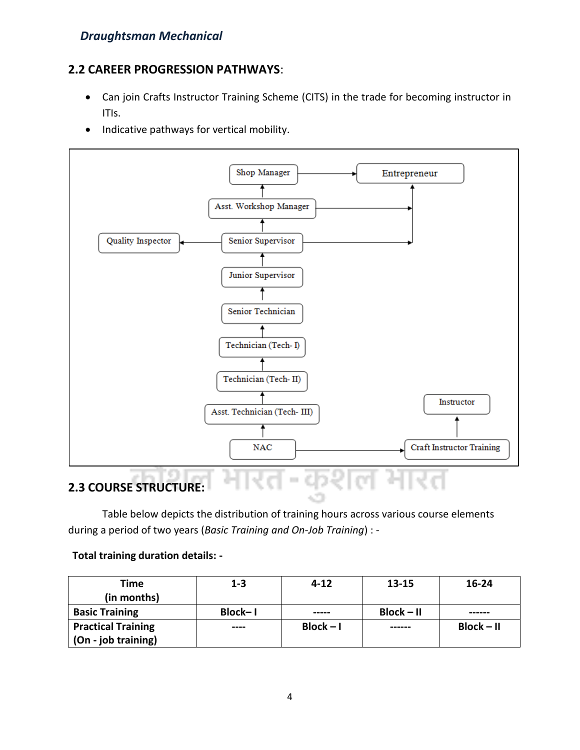## 2.2 CAREER PROGRESSION PATHWAYS:

- Can join Crafts Instructor Training Scheme (CITS) in the trade for becoming instructor in ITIs.
- Indicative pathways for vertical mobility.

Shop Manager → Entrepreneur

Asst. Workshop Manager → Entrepreneur

Quality Inspector ← Senior Supervisor → Entrepreneur

Junior Supervisor

Senior Technician

Technician (Tech- I)

Technician (Tech- II)

Asst. Technician (Tech- III)

NAC → Craft Instructor Training → Instructor

## 2.3 COURSE STRUCTURE:

Table below depicts the distribution of training hours across various course elements during a period of two years (*Basic Training and On-Job Training*) : -

**Total training duration details: -**

| Time (in months) | 1-3 | 4-12 | 13-15 | 16-24 |
|---|---|---|---|---|
| **Basic Training** | **Block– I** | **-----** | **Block – II** | **------** |
| **Practical Training (On - job training)** | **----** | **Block – I** | **------** | **Block – II** |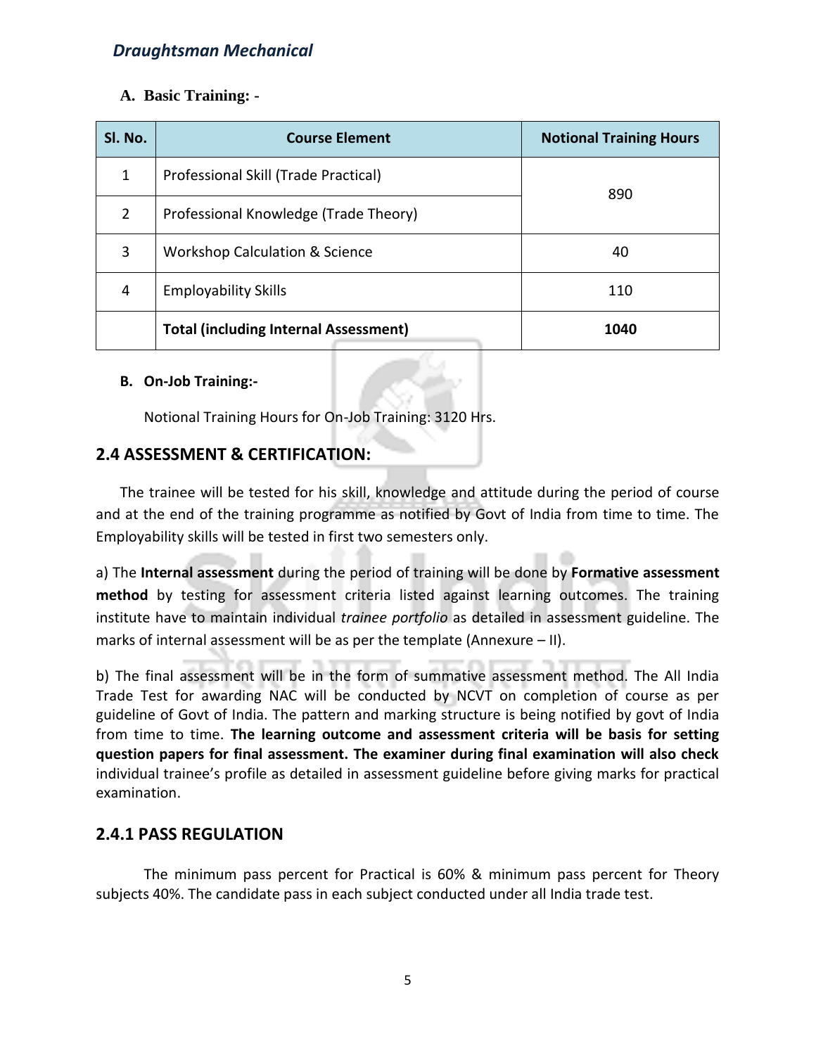**A. Basic Training: -**

| Sl. No. | Course Element | Notional Training Hours |
|---|---|---|
| 1 | Professional Skill (Trade Practical) | 890 |
| 2 | Professional Knowledge (Trade Theory) | |
| 3 | Workshop Calculation & Science | 40 |
| 4 | Employability Skills | 110 |
| | **Total (including Internal Assessment)** | **1040** |

**B. On-Job Training:-**

Notional Training Hours for On-Job Training: 3120 Hrs.

## 2.4 ASSESSMENT & CERTIFICATION:

The trainee will be tested for his skill, knowledge and attitude during the period of course and at the end of the training programme as notified by Govt of India from time to time. The Employability skills will be tested in first two semesters only.

a) The **Internal assessment** during the period of training will be done by **Formative assessment method** by testing for assessment criteria listed against learning outcomes. The training institute have to maintain individual *trainee portfolio* as detailed in assessment guideline. The marks of internal assessment will be as per the template (Annexure – II).

b) The final assessment will be in the form of summative assessment method. The All India Trade Test for awarding NAC will be conducted by NCVT on completion of course as per guideline of Govt of India. The pattern and marking structure is being notified by govt of India from time to time. **The learning outcome and assessment criteria will be basis for setting question papers for final assessment. The examiner during final examination will also check** individual trainee's profile as detailed in assessment guideline before giving marks for practical examination.

### 2.4.1 PASS REGULATION

The minimum pass percent for Practical is 60% & minimum pass percent for Theory subjects 40%. The candidate pass in each subject conducted under all India trade test.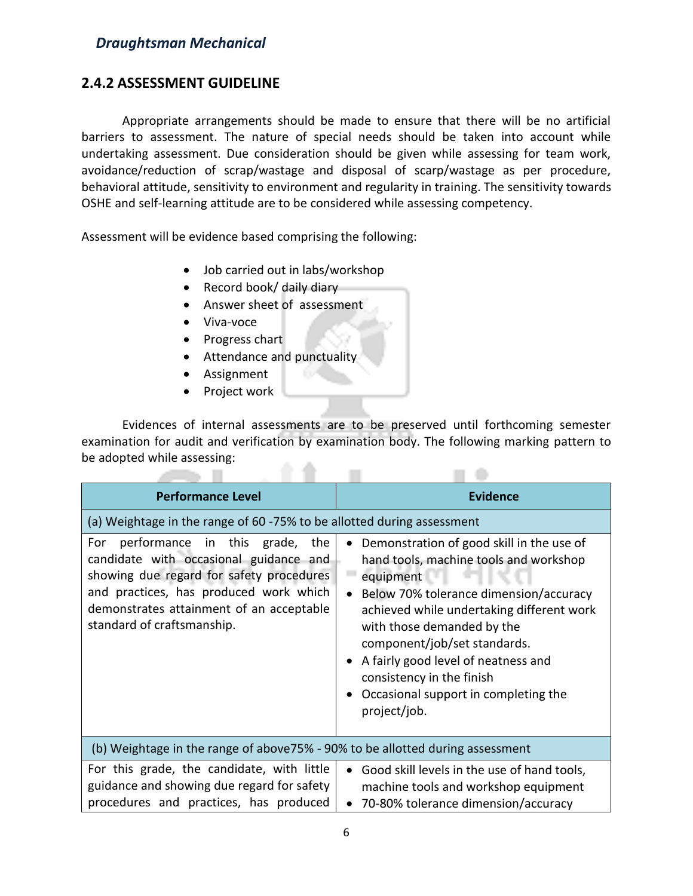## 2.4.2 ASSESSMENT GUIDELINE

Appropriate arrangements should be made to ensure that there will be no artificial barriers to assessment. The nature of special needs should be taken into account while undertaking assessment. Due consideration should be given while assessing for team work, avoidance/reduction of scrap/wastage and disposal of scarp/wastage as per procedure, behavioral attitude, sensitivity to environment and regularity in training. The sensitivity towards OSHE and self-learning attitude are to be considered while assessing competency.

Assessment will be evidence based comprising the following:

- Job carried out in labs/workshop
- Record book/ daily diary
- Answer sheet of assessment
- Viva-voce
- Progress chart
- Attendance and punctuality
- Assignment
- Project work

Evidences of internal assessments are to be preserved until forthcoming semester examination for audit and verification by examination body. The following marking pattern to be adopted while assessing:

| Performance Level | Evidence |
|---|---|
| (a) Weightage in the range of 60 -75% to be allotted during assessment | |
| For performance in this grade, the candidate with occasional guidance and showing due regard for safety procedures and practices, has produced work which demonstrates attainment of an acceptable standard of craftsmanship. | • Demonstration of good skill in the use of hand tools, machine tools and workshop equipment<br>• Below 70% tolerance dimension/accuracy achieved while undertaking different work with those demanded by the component/job/set standards.<br>• A fairly good level of neatness and consistency in the finish<br>• Occasional support in completing the project/job. |
| (b) Weightage in the range of above75% - 90% to be allotted during assessment | |
| For this grade, the candidate, with little guidance and showing due regard for safety procedures and practices, has produced | • Good skill levels in the use of hand tools, machine tools and workshop equipment<br>• 70-80% tolerance dimension/accuracy |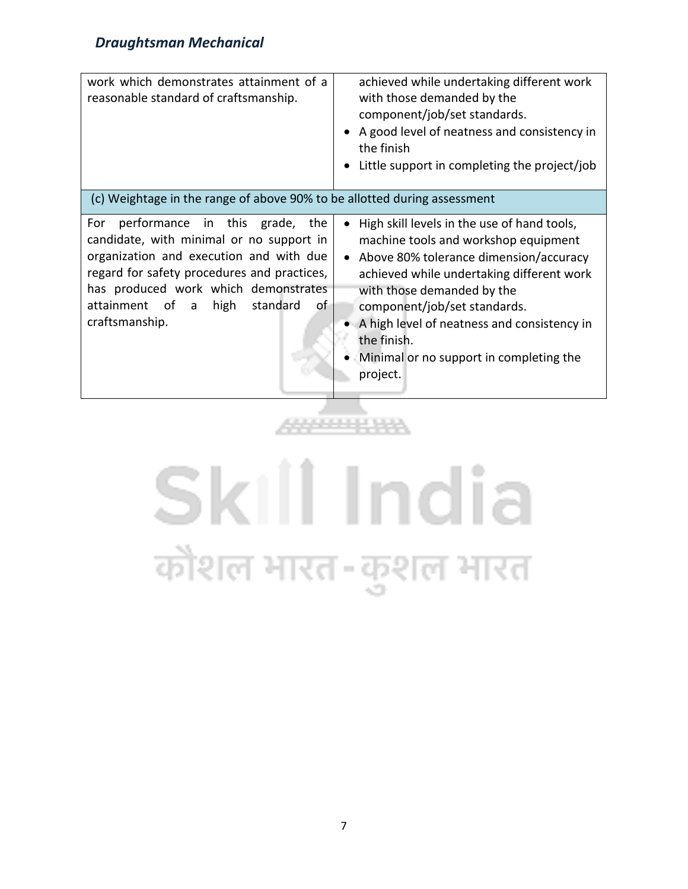| | |
|---|---|
| work which demonstrates attainment of a reasonable standard of craftsmanship. | achieved while undertaking different work with those demanded by the component/job/set standards. <br>• A good level of neatness and consistency in the finish <br>• Little support in completing the project/job |
| (c) Weightage in the range of above 90% to be allotted during assessment | |
| For performance in this grade, the candidate, with minimal or no support in organization and execution and with due regard for safety procedures and practices, has produced work which demonstrates attainment of a high standard of craftsmanship. | • High skill levels in the use of hand tools, machine tools and workshop equipment <br>• Above 80% tolerance dimension/accuracy achieved while undertaking different work with those demanded by the component/job/set standards. <br>• A high level of neatness and consistency in the finish. <br>• Minimal or no support in completing the project. |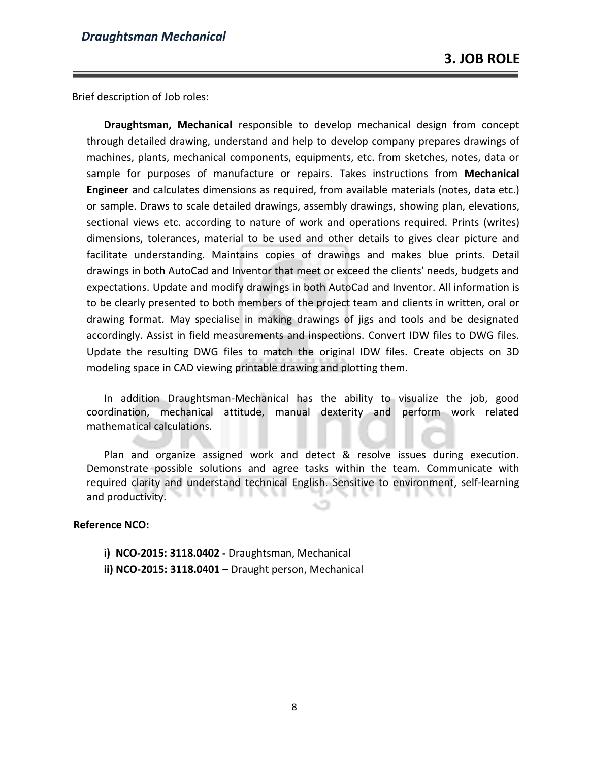# 3. JOB ROLE

Brief description of Job roles:

**Draughtsman, Mechanical** responsible to develop mechanical design from concept through detailed drawing, understand and help to develop company prepares drawings of machines, plants, mechanical components, equipments, etc. from sketches, notes, data or sample for purposes of manufacture or repairs. Takes instructions from **Mechanical Engineer** and calculates dimensions as required, from available materials (notes, data etc.) or sample. Draws to scale detailed drawings, assembly drawings, showing plan, elevations, sectional views etc. according to nature of work and operations required. Prints (writes) dimensions, tolerances, material to be used and other details to gives clear picture and facilitate understanding. Maintains copies of drawings and makes blue prints. Detail drawings in both AutoCad and Inventor that meet or exceed the clients' needs, budgets and expectations. Update and modify drawings in both AutoCad and Inventor. All information is to be clearly presented to both members of the project team and clients in written, oral or drawing format. May specialise in making drawings of jigs and tools and be designated accordingly. Assist in field measurements and inspections. Convert IDW files to DWG files. Update the resulting DWG files to match the original IDW files. Create objects on 3D modeling space in CAD viewing printable drawing and plotting them.

In addition Draughtsman-Mechanical has the ability to visualize the job, good coordination, mechanical attitude, manual dexterity and perform work related mathematical calculations.

Plan and organize assigned work and detect & resolve issues during execution. Demonstrate possible solutions and agree tasks within the team. Communicate with required clarity and understand technical English. Sensitive to environment, self-learning and productivity.

**Reference NCO:**

**i) NCO-2015: 3118.0402 -** Draughtsman, Mechanical
**ii) NCO-2015: 3118.0401 –** Draught person, Mechanical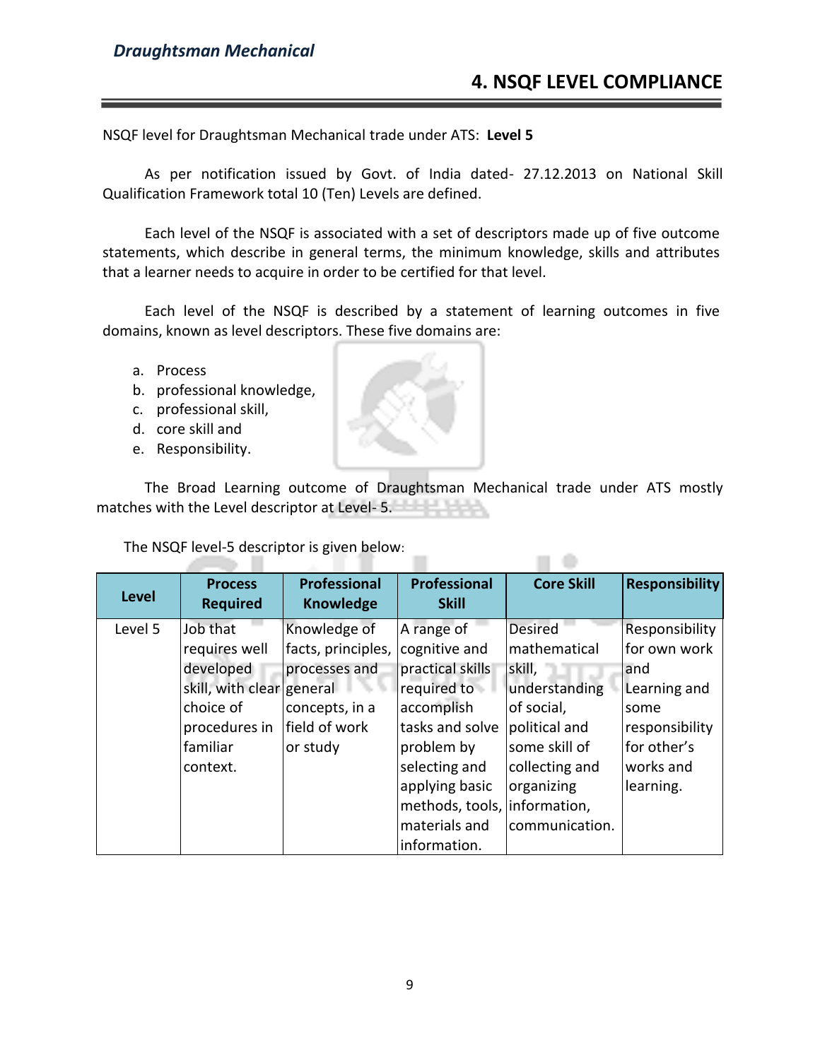# 4. NSQF LEVEL COMPLIANCE

NSQF level for Draughtsman Mechanical trade under ATS: **Level 5**

As per notification issued by Govt. of India dated- 27.12.2013 on National Skill Qualification Framework total 10 (Ten) Levels are defined.

Each level of the NSQF is associated with a set of descriptors made up of five outcome statements, which describe in general terms, the minimum knowledge, skills and attributes that a learner needs to acquire in order to be certified for that level.

Each level of the NSQF is described by a statement of learning outcomes in five domains, known as level descriptors. These five domains are:

a. Process
b. professional knowledge,
c. professional skill,
d. core skill and
e. Responsibility.

The Broad Learning outcome of Draughtsman Mechanical trade under ATS mostly matches with the Level descriptor at Level- 5.

The NSQF level-5 descriptor is given below:

| Level | Process Required | Professional Knowledge | Professional Skill | Core Skill | Responsibility |
|---|---|---|---|---|---|
| Level 5 | Job that requires well developed skill, with clear choice of procedures in familiar context. | Knowledge of facts, principles, processes and general concepts, in a field of work or study | A range of cognitive and practical skills required to accomplish tasks and solve problem by selecting and applying basic methods, tools, materials and information. | Desired mathematical skill, understanding of social, political and some skill of collecting and organizing information, communication. | Responsibility for own work and Learning and some responsibility for other's works and learning. |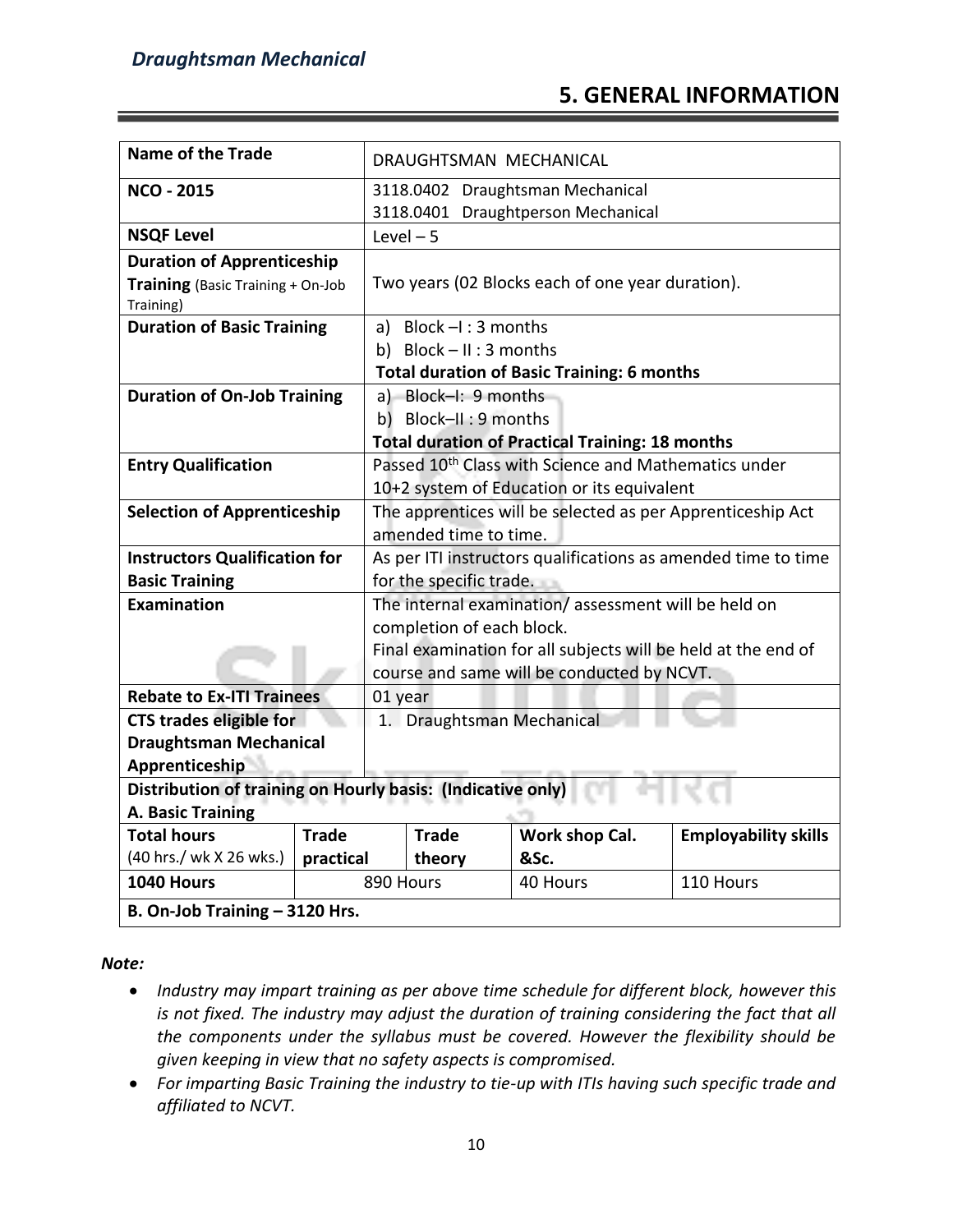# 5. GENERAL INFORMATION

| Name of the Trade | DRAUGHTSMAN MECHANICAL | | | |
|---|---|---|---|---|
| **NCO - 2015** | 3118.0402 Draughtsman Mechanical<br>3118.0401 Draughtperson Mechanical | | | |
| **NSQF Level** | Level – 5 | | | |
| **Duration of Apprenticeship Training** (Basic Training + On-Job Training) | Two years (02 Blocks each of one year duration). | | | |
| **Duration of Basic Training** | a) Block –I : 3 months<br>b) Block – II : 3 months<br>**Total duration of Basic Training: 6 months** | | | |
| **Duration of On-Job Training** | a) Block–I: 9 months<br>b) Block–II : 9 months<br>**Total duration of Practical Training: 18 months** | | | |
| **Entry Qualification** | Passed 10th Class with Science and Mathematics under 10+2 system of Education or its equivalent | | | |
| **Selection of Apprenticeship** | The apprentices will be selected as per Apprenticeship Act amended time to time. | | | |
| **Instructors Qualification for Basic Training** | As per ITI instructors qualifications as amended time to time for the specific trade. | | | |
| **Examination** | The internal examination/ assessment will be held on completion of each block.<br>Final examination for all subjects will be held at the end of course and same will be conducted by NCVT. | | | |
| **Rebate to Ex-ITI Trainees** | 01 year | | | |
| **CTS trades eligible for Draughtsman Mechanical Apprenticeship** | 1. Draughtsman Mechanical | | | |
| **Distribution of training on Hourly basis: (Indicative only)**<br>**A. Basic Training** | | | | |
| **Total hours** (40 hrs./ wk X 26 wks.) | **Trade practical** | **Trade theory** | **Work shop Cal. &Sc.** | **Employability skills** |
| **1040 Hours** | 890 Hours | | 40 Hours | 110 Hours |
| **B. On-Job Training – 3120 Hrs.** | | | | |

***Note:***

- *Industry may impart training as per above time schedule for different block, however this is not fixed. The industry may adjust the duration of training considering the fact that all the components under the syllabus must be covered. However the flexibility should be given keeping in view that no safety aspects is compromised.*
- *For imparting Basic Training the industry to tie-up with ITIs having such specific trade and affiliated to NCVT.*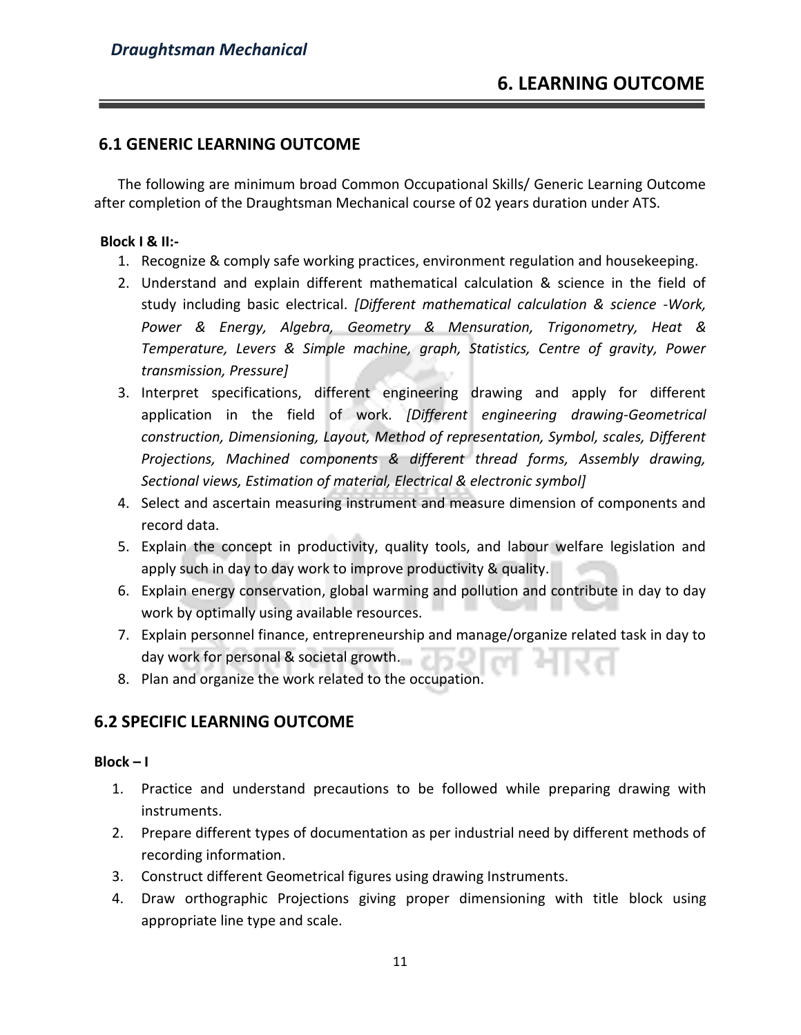## 6. LEARNING OUTCOME

### 6.1 GENERIC LEARNING OUTCOME

The following are minimum broad Common Occupational Skills/ Generic Learning Outcome after completion of the Draughtsman Mechanical course of 02 years duration under ATS.

**Block I & II:-**

1. Recognize & comply safe working practices, environment regulation and housekeeping.
2. Understand and explain different mathematical calculation & science in the field of study including basic electrical. *[Different mathematical calculation & science -Work, Power & Energy, Algebra, Geometry & Mensuration, Trigonometry, Heat & Temperature, Levers & Simple machine, graph, Statistics, Centre of gravity, Power transmission, Pressure]*
3. Interpret specifications, different engineering drawing and apply for different application in the field of work. *[Different engineering drawing-Geometrical construction, Dimensioning, Layout, Method of representation, Symbol, scales, Different Projections, Machined components & different thread forms, Assembly drawing, Sectional views, Estimation of material, Electrical & electronic symbol]*
4. Select and ascertain measuring instrument and measure dimension of components and record data.
5. Explain the concept in productivity, quality tools, and labour welfare legislation and apply such in day to day work to improve productivity & quality.
6. Explain energy conservation, global warming and pollution and contribute in day to day work by optimally using available resources.
7. Explain personnel finance, entrepreneurship and manage/organize related task in day to day work for personal & societal growth.
8. Plan and organize the work related to the occupation.

### 6.2 SPECIFIC LEARNING OUTCOME

**Block – I**

1. Practice and understand precautions to be followed while preparing drawing with instruments.
2. Prepare different types of documentation as per industrial need by different methods of recording information.
3. Construct different Geometrical figures using drawing Instruments.
4. Draw orthographic Projections giving proper dimensioning with title block using appropriate line type and scale.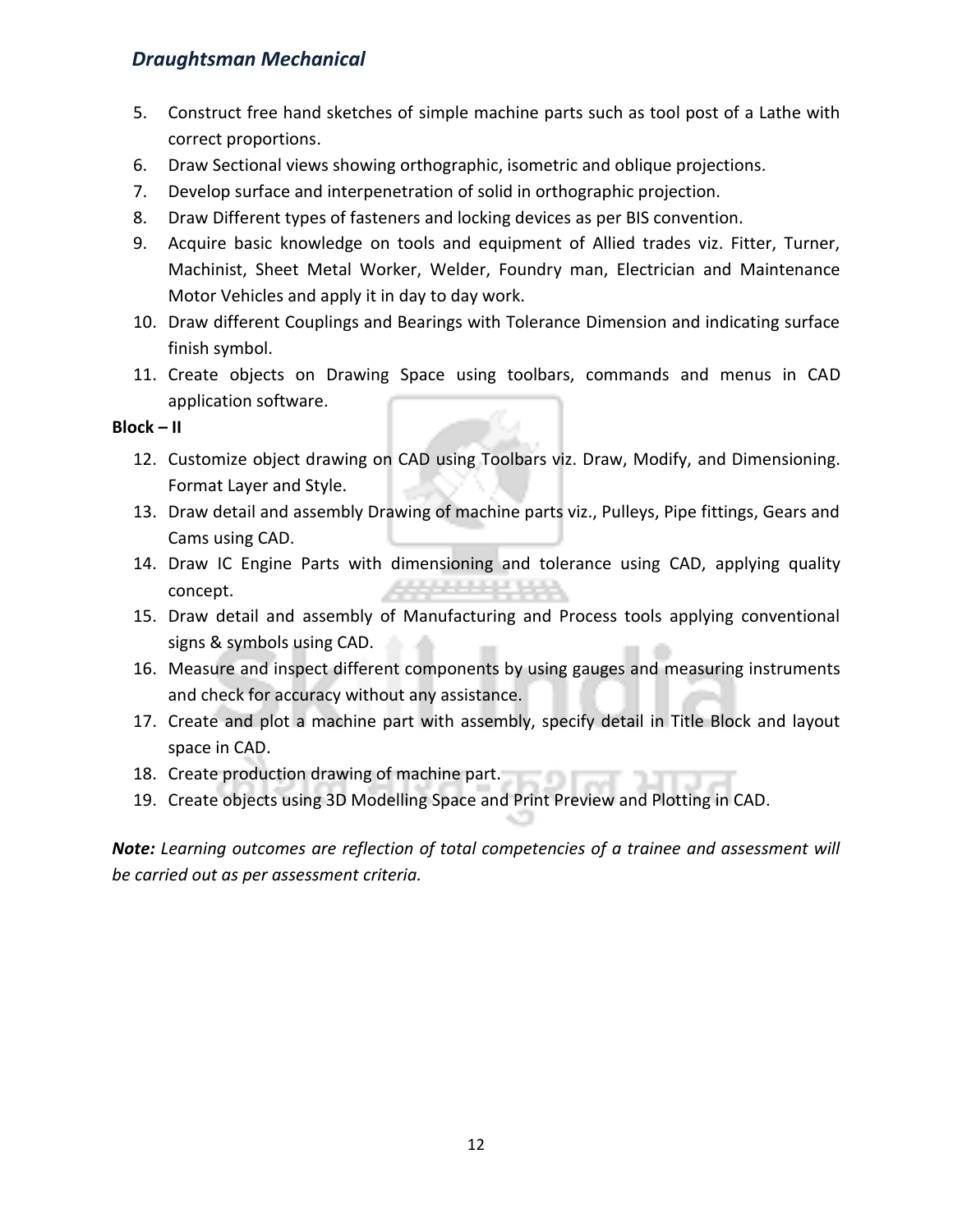5. Construct free hand sketches of simple machine parts such as tool post of a Lathe with correct proportions.
6. Draw Sectional views showing orthographic, isometric and oblique projections.
7. Develop surface and interpenetration of solid in orthographic projection.
8. Draw Different types of fasteners and locking devices as per BIS convention.
9. Acquire basic knowledge on tools and equipment of Allied trades viz. Fitter, Turner, Machinist, Sheet Metal Worker, Welder, Foundry man, Electrician and Maintenance Motor Vehicles and apply it in day to day work.
10. Draw different Couplings and Bearings with Tolerance Dimension and indicating surface finish symbol.
11. Create objects on Drawing Space using toolbars, commands and menus in CAD application software.

**Block – II**

12. Customize object drawing on CAD using Toolbars viz. Draw, Modify, and Dimensioning. Format Layer and Style.
13. Draw detail and assembly Drawing of machine parts viz., Pulleys, Pipe fittings, Gears and Cams using CAD.
14. Draw IC Engine Parts with dimensioning and tolerance using CAD, applying quality concept.
15. Draw detail and assembly of Manufacturing and Process tools applying conventional signs & symbols using CAD.
16. Measure and inspect different components by using gauges and measuring instruments and check for accuracy without any assistance.
17. Create and plot a machine part with assembly, specify detail in Title Block and layout space in CAD.
18. Create production drawing of machine part.
19. Create objects using 3D Modelling Space and Print Preview and Plotting in CAD.

***Note:*** *Learning outcomes are reflection of total competencies of a trainee and assessment will be carried out as per assessment criteria.*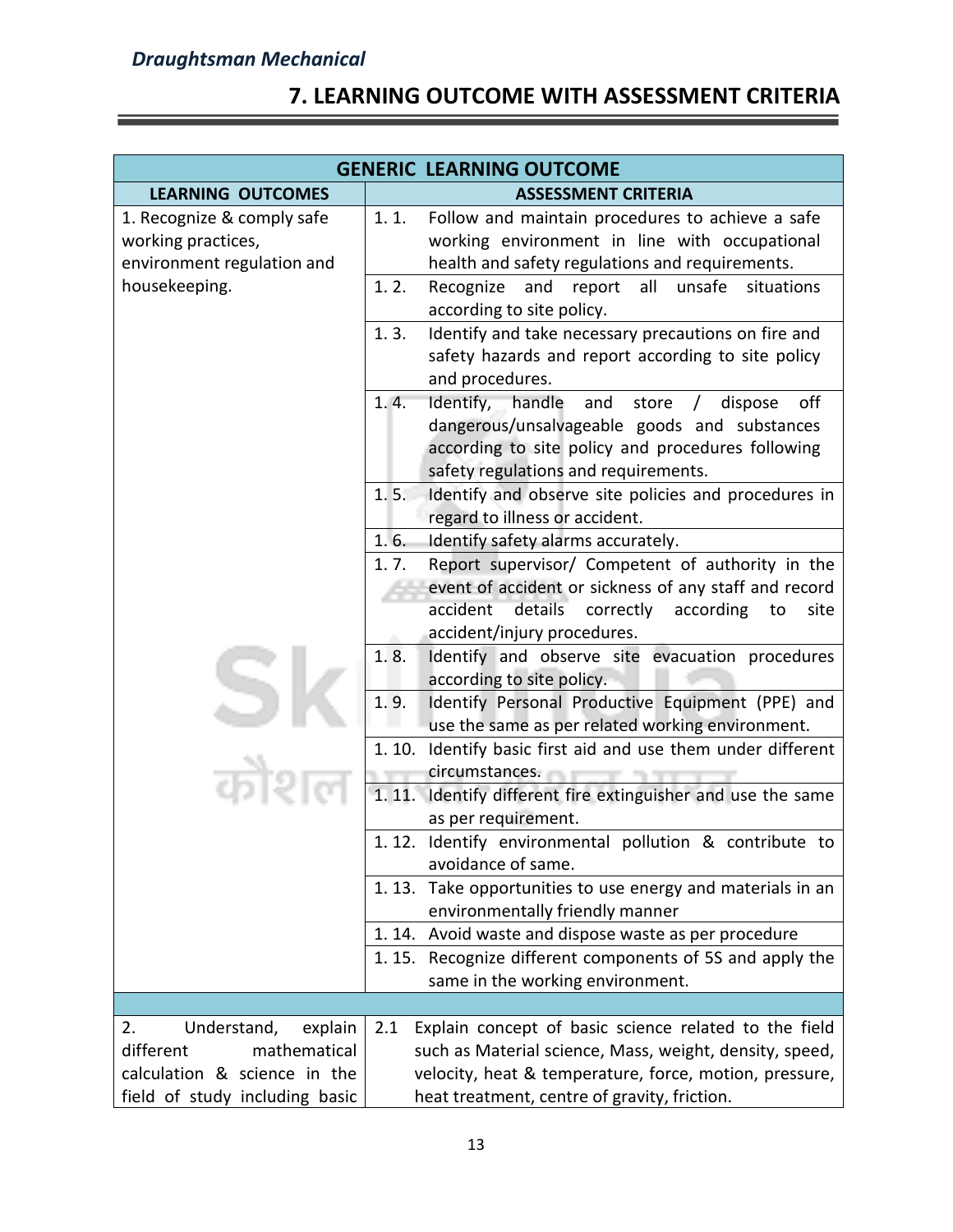## 7. LEARNING OUTCOME WITH ASSESSMENT CRITERIA

| GENERIC LEARNING OUTCOME | |
|---|---|
| **LEARNING OUTCOMES** | **ASSESSMENT CRITERIA** |
| 1. Recognize & comply safe working practices, environment regulation and housekeeping. | 1. 1. Follow and maintain procedures to achieve a safe working environment in line with occupational health and safety regulations and requirements. |
| | 1. 2. Recognize and report all unsafe situations according to site policy. |
| | 1. 3. Identify and take necessary precautions on fire and safety hazards and report according to site policy and procedures. |
| | 1. 4. Identify, handle and store / dispose off dangerous/unsalvageable goods and substances according to site policy and procedures following safety regulations and requirements. |
| | 1. 5. Identify and observe site policies and procedures in regard to illness or accident. |
| | 1. 6. Identify safety alarms accurately. |
| | 1. 7. Report supervisor/ Competent of authority in the event of accident or sickness of any staff and record accident details correctly according to site accident/injury procedures. |
| | 1. 8. Identify and observe site evacuation procedures according to site policy. |
| | 1. 9. Identify Personal Productive Equipment (PPE) and use the same as per related working environment. |
| | 1. 10. Identify basic first aid and use them under different circumstances. |
| | 1. 11. Identify different fire extinguisher and use the same as per requirement. |
| | 1. 12. Identify environmental pollution & contribute to avoidance of same. |
| | 1. 13. Take opportunities to use energy and materials in an environmentally friendly manner |
| | 1. 14. Avoid waste and dispose waste as per procedure |
| | 1. 15. Recognize different components of 5S and apply the same in the working environment. |
| | |
| 2. Understand, explain different mathematical calculation & science in the field of study including basic | 2.1 Explain concept of basic science related to the field such as Material science, Mass, weight, density, speed, velocity, heat & temperature, force, motion, pressure, heat treatment, centre of gravity, friction. |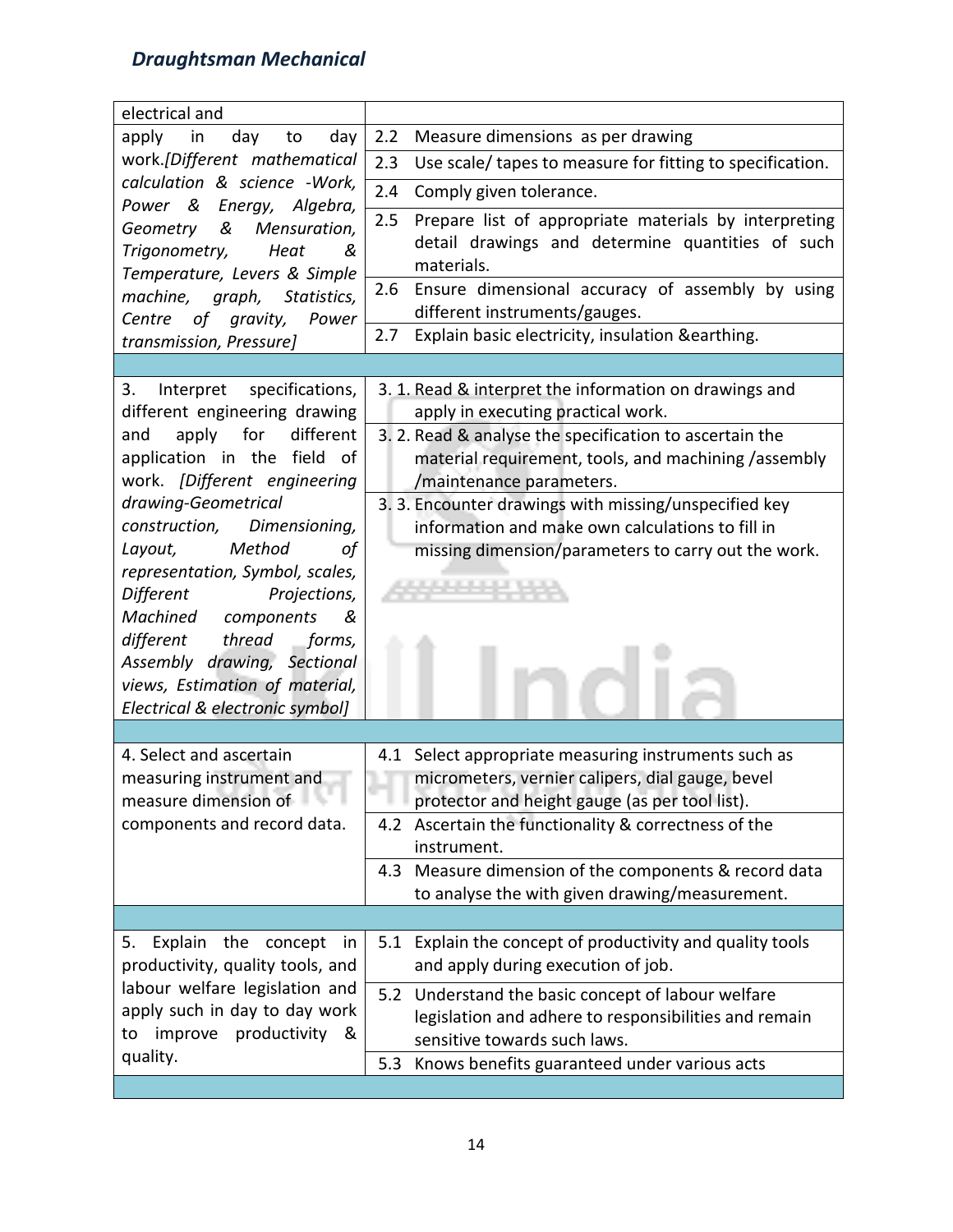| | |
|---|---|
| electrical and apply in day to day work.*[Different mathematical calculation & science -Work, Power & Energy, Algebra, Geometry & Mensuration, Trigonometry, Heat & Temperature, Levers & Simple machine, graph, Statistics, Centre of gravity, Power transmission, Pressure]* | 2.2 Measure dimensions as per drawing |
| | 2.3 Use scale/ tapes to measure for fitting to specification. |
| | 2.4 Comply given tolerance. |
| | 2.5 Prepare list of appropriate materials by interpreting detail drawings and determine quantities of such materials. |
| | 2.6 Ensure dimensional accuracy of assembly by using different instruments/gauges. |
| | 2.7 Explain basic electricity, insulation &earthing. |
| | |
| 3. Interpret specifications, different engineering drawing and apply for different application in the field of work. *[Different engineering drawing-Geometrical construction, Dimensioning, Layout, Method of representation, Symbol, scales, Different Projections, Machined components & different thread forms, Assembly drawing, Sectional views, Estimation of material, Electrical & electronic symbol]* | 3. 1. Read & interpret the information on drawings and apply in executing practical work. |
| | 3. 2. Read & analyse the specification to ascertain the material requirement, tools, and machining /assembly /maintenance parameters. |
| | 3. 3. Encounter drawings with missing/unspecified key information and make own calculations to fill in missing dimension/parameters to carry out the work. |
| | |
| 4. Select and ascertain measuring instrument and measure dimension of components and record data. | 4.1 Select appropriate measuring instruments such as micrometers, vernier calipers, dial gauge, bevel protector and height gauge (as per tool list). |
| | 4.2 Ascertain the functionality & correctness of the instrument. |
| | 4.3 Measure dimension of the components & record data to analyse the with given drawing/measurement. |
| | |
| 5. Explain the concept in productivity, quality tools, and labour welfare legislation and apply such in day to day work to improve productivity & quality. | 5.1 Explain the concept of productivity and quality tools and apply during execution of job. |
| | 5.2 Understand the basic concept of labour welfare legislation and adhere to responsibilities and remain sensitive towards such laws. |
| | 5.3 Knows benefits guaranteed under various acts |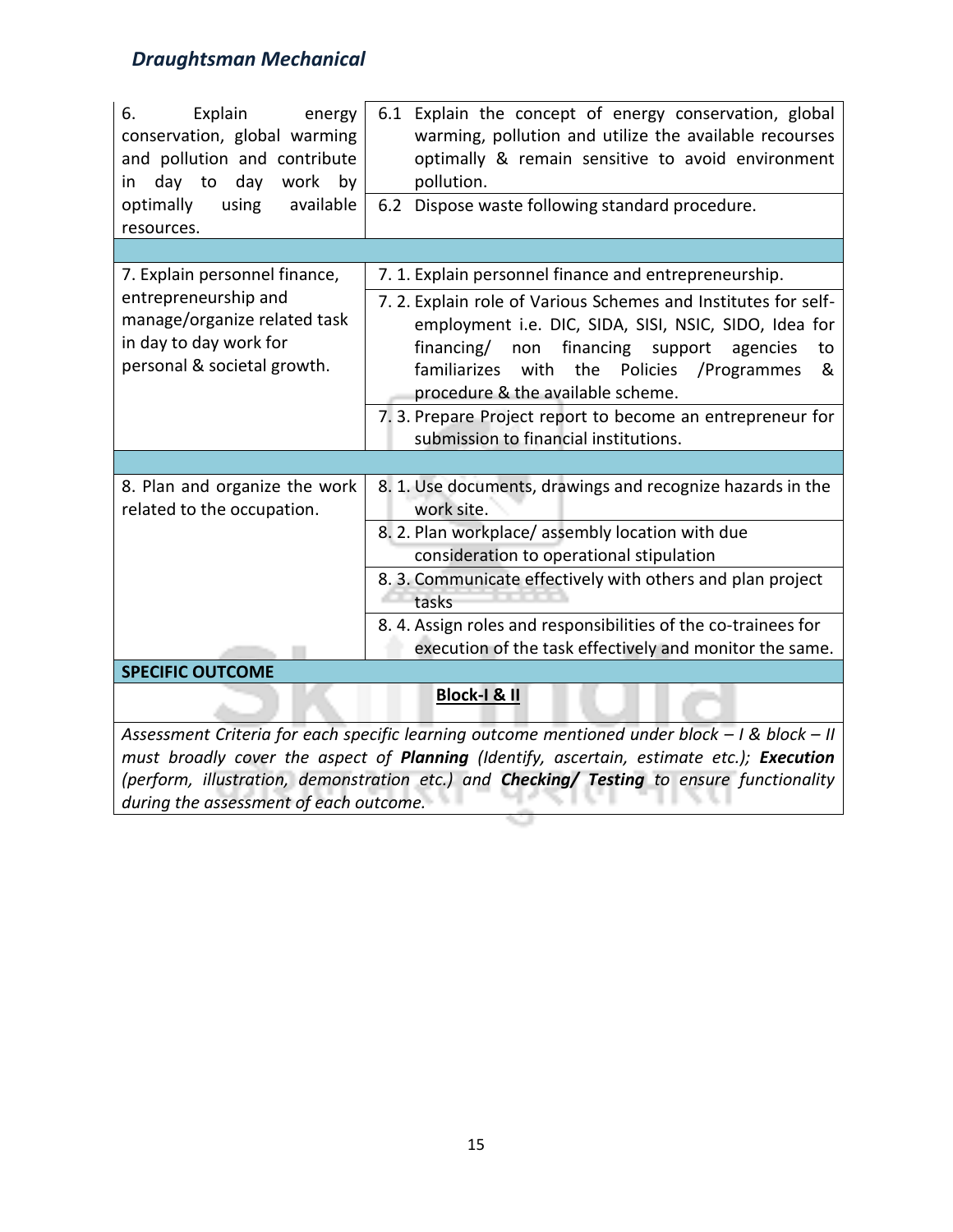| | |
|---|---|
| 6. Explain energy conservation, global warming and pollution and contribute in day to day work by optimally using available resources. | 6.1 Explain the concept of energy conservation, global warming, pollution and utilize the available recourses optimally & remain sensitive to avoid environment pollution. |
| | 6.2 Dispose waste following standard procedure. |
| | |
| 7. Explain personnel finance, entrepreneurship and manage/organize related task in day to day work for personal & societal growth. | 7. 1. Explain personnel finance and entrepreneurship. |
| | 7. 2. Explain role of Various Schemes and Institutes for self-employment i.e. DIC, SIDA, SISI, NSIC, SIDO, Idea for financing/ non financing support agencies to familiarizes with the Policies /Programmes & procedure & the available scheme. |
| | 7. 3. Prepare Project report to become an entrepreneur for submission to financial institutions. |
| | |
| 8. Plan and organize the work related to the occupation. | 8. 1. Use documents, drawings and recognize hazards in the work site. |
| | 8. 2. Plan workplace/ assembly location with due consideration to operational stipulation |
| | 8. 3. Communicate effectively with others and plan project tasks |
| | 8. 4. Assign roles and responsibilities of the co-trainees for execution of the task effectively and monitor the same. |
| **SPECIFIC OUTCOME** | |
| **Block-I & II** | |
| *Assessment Criteria for each specific learning outcome mentioned under block – I & block – II must broadly cover the aspect of **Planning** (Identify, ascertain, estimate etc.); **Execution** (perform, illustration, demonstration etc.) and **Checking/ Testing** to ensure functionality during the assessment of each outcome.* | |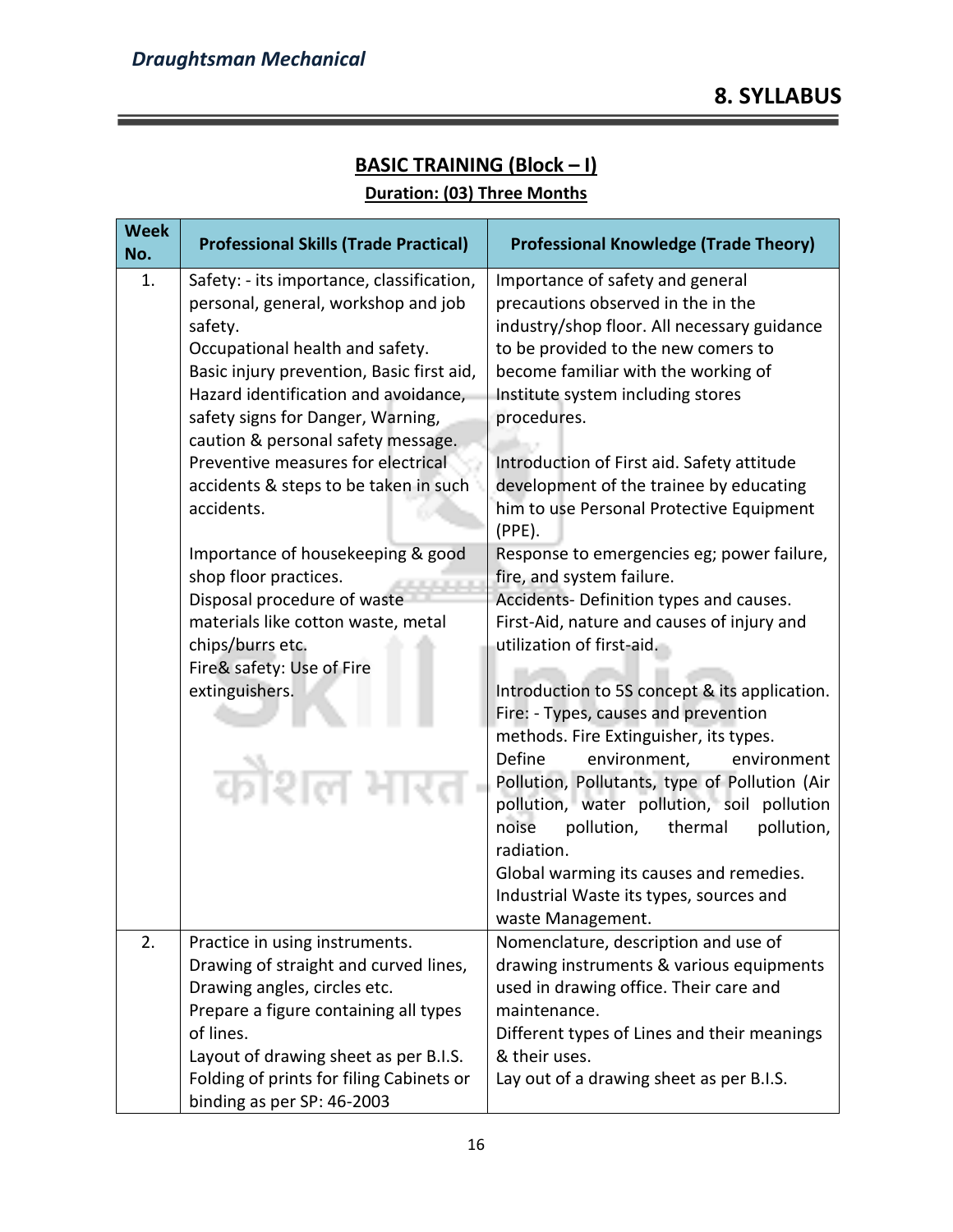## 8. SYLLABUS

### BASIC TRAINING (Block – I)

**Duration: (03) Three Months**

| Week No. | Professional Skills (Trade Practical) | Professional Knowledge (Trade Theory) |
|---|---|---|
| 1. | Safety: - its importance, classification, personal, general, workshop and job safety.<br>Occupational health and safety.<br>Basic injury prevention, Basic first aid, Hazard identification and avoidance, safety signs for Danger, Warning, caution & personal safety message.<br>Preventive measures for electrical accidents & steps to be taken in such accidents.<br><br>Importance of housekeeping & good shop floor practices.<br>Disposal procedure of waste materials like cotton waste, metal chips/burrs etc.<br>Fire& safety: Use of Fire extinguishers. | Importance of safety and general precautions observed in the in the industry/shop floor. All necessary guidance to be provided to the new comers to become familiar with the working of Institute system including stores procedures.<br><br>Introduction of First aid. Safety attitude development of the trainee by educating him to use Personal Protective Equipment (PPE).<br>Response to emergencies eg; power failure, fire, and system failure.<br>Accidents- Definition types and causes.<br>First-Aid, nature and causes of injury and utilization of first-aid.<br><br>Introduction to 5S concept & its application.<br>Fire: - Types, causes and prevention methods. Fire Extinguisher, its types.<br>Define environment, environment Pollution, Pollutants, type of Pollution (Air pollution, water pollution, soil pollution noise pollution, thermal pollution, radiation.<br>Global warming its causes and remedies.<br>Industrial Waste its types, sources and waste Management. |
| 2. | Practice in using instruments.<br>Drawing of straight and curved lines, Drawing angles, circles etc.<br>Prepare a figure containing all types of lines.<br>Layout of drawing sheet as per B.I.S.<br>Folding of prints for filing Cabinets or binding as per SP: 46-2003 | Nomenclature, description and use of drawing instruments & various equipments used in drawing office. Their care and maintenance.<br>Different types of Lines and their meanings & their uses.<br>Lay out of a drawing sheet as per B.I.S. |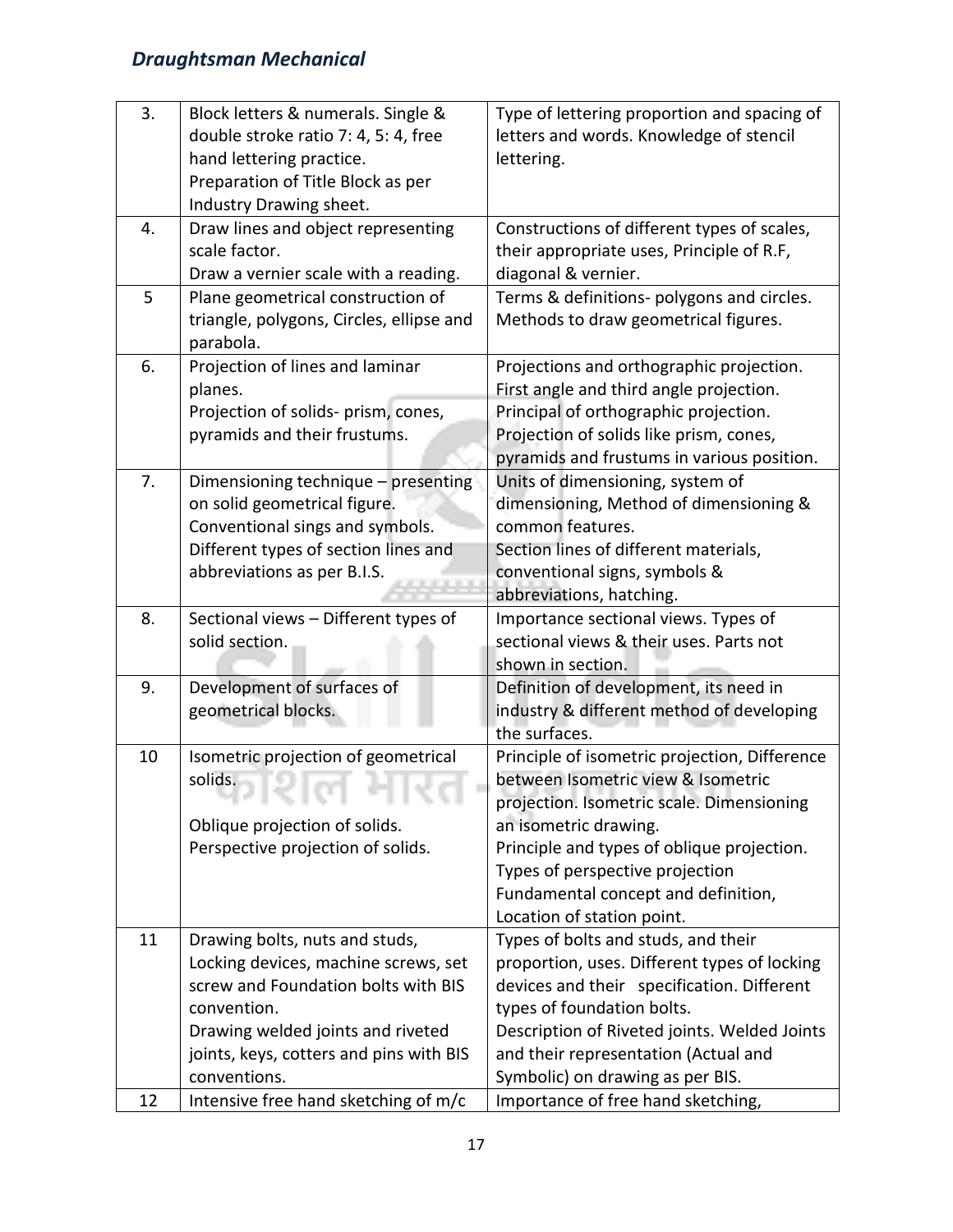| | | |
|---|---|---|
| 3. | Block letters & numerals. Single & double stroke ratio 7: 4, 5: 4, free hand lettering practice.<br>Preparation of Title Block as per Industry Drawing sheet. | Type of lettering proportion and spacing of letters and words. Knowledge of stencil lettering. |
| 4. | Draw lines and object representing scale factor.<br>Draw a vernier scale with a reading. | Constructions of different types of scales, their appropriate uses, Principle of R.F, diagonal & vernier. |
| 5 | Plane geometrical construction of triangle, polygons, Circles, ellipse and parabola. | Terms & definitions- polygons and circles. Methods to draw geometrical figures. |
| 6. | Projection of lines and laminar planes.<br>Projection of solids- prism, cones, pyramids and their frustums. | Projections and orthographic projection. First angle and third angle projection. Principal of orthographic projection. Projection of solids like prism, cones, pyramids and frustums in various position. |
| 7. | Dimensioning technique – presenting on solid geometrical figure.<br>Conventional sings and symbols.<br>Different types of section lines and abbreviations as per B.I.S. | Units of dimensioning, system of dimensioning, Method of dimensioning & common features.<br>Section lines of different materials, conventional signs, symbols & abbreviations, hatching. |
| 8. | Sectional views – Different types of solid section. | Importance sectional views. Types of sectional views & their uses. Parts not shown in section. |
| 9. | Development of surfaces of geometrical blocks. | Definition of development, its need in industry & different method of developing the surfaces. |
| 10 | Isometric projection of geometrical solids.<br><br>Oblique projection of solids.<br>Perspective projection of solids. | Principle of isometric projection, Difference between Isometric view & Isometric projection. Isometric scale. Dimensioning an isometric drawing.<br>Principle and types of oblique projection.<br>Types of perspective projection<br>Fundamental concept and definition, Location of station point. |
| 11 | Drawing bolts, nuts and studs, Locking devices, machine screws, set screw and Foundation bolts with BIS convention.<br>Drawing welded joints and riveted joints, keys, cotters and pins with BIS conventions. | Types of bolts and studs, and their proportion, uses. Different types of locking devices and their specification. Different types of foundation bolts.<br>Description of Riveted joints. Welded Joints and their representation (Actual and Symbolic) on drawing as per BIS. |
| 12 | Intensive free hand sketching of m/c | Importance of free hand sketching, |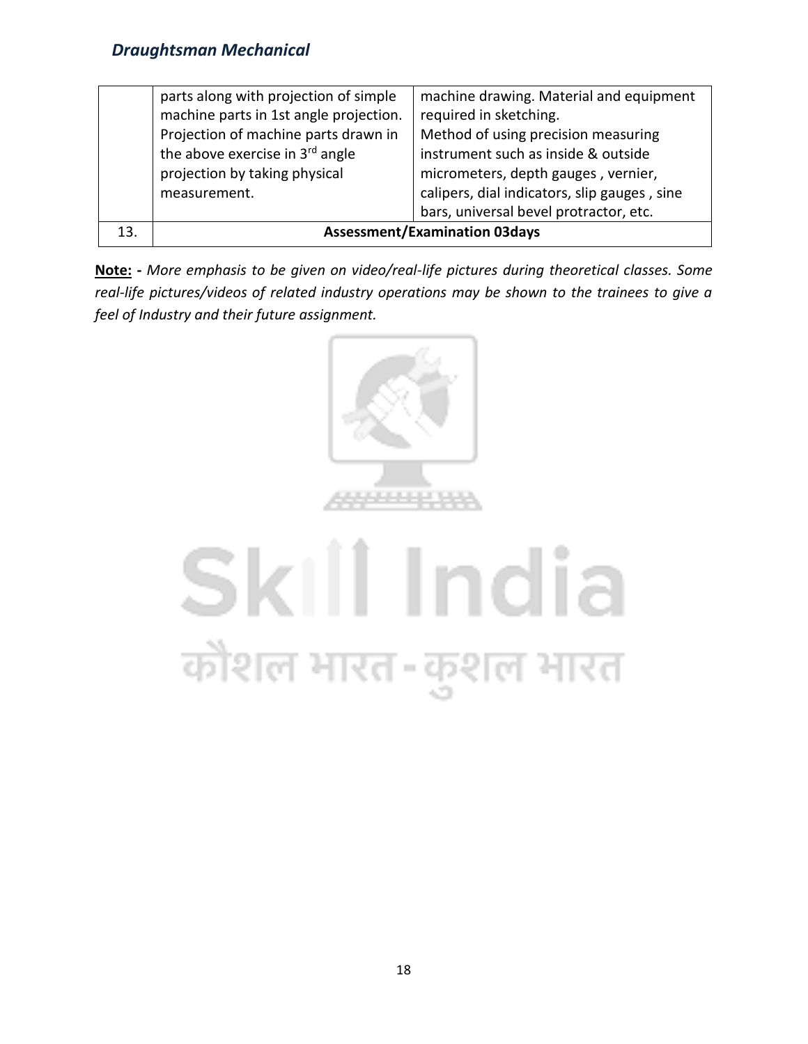| | | |
|---|---|---|
| | parts along with projection of simple machine parts in 1st angle projection. Projection of machine parts drawn in the above exercise in 3rd angle projection by taking physical measurement. | machine drawing. Material and equipment required in sketching. Method of using precision measuring instrument such as inside & outside micrometers, depth gauges , vernier, calipers, dial indicators, slip gauges , sine bars, universal bevel protractor, etc. |
| 13. | **Assessment/Examination 03days** | |

**Note: -** *More emphasis to be given on video/real-life pictures during theoretical classes. Some real-life pictures/videos of related industry operations may be shown to the trainees to give a feel of Industry and their future assignment.*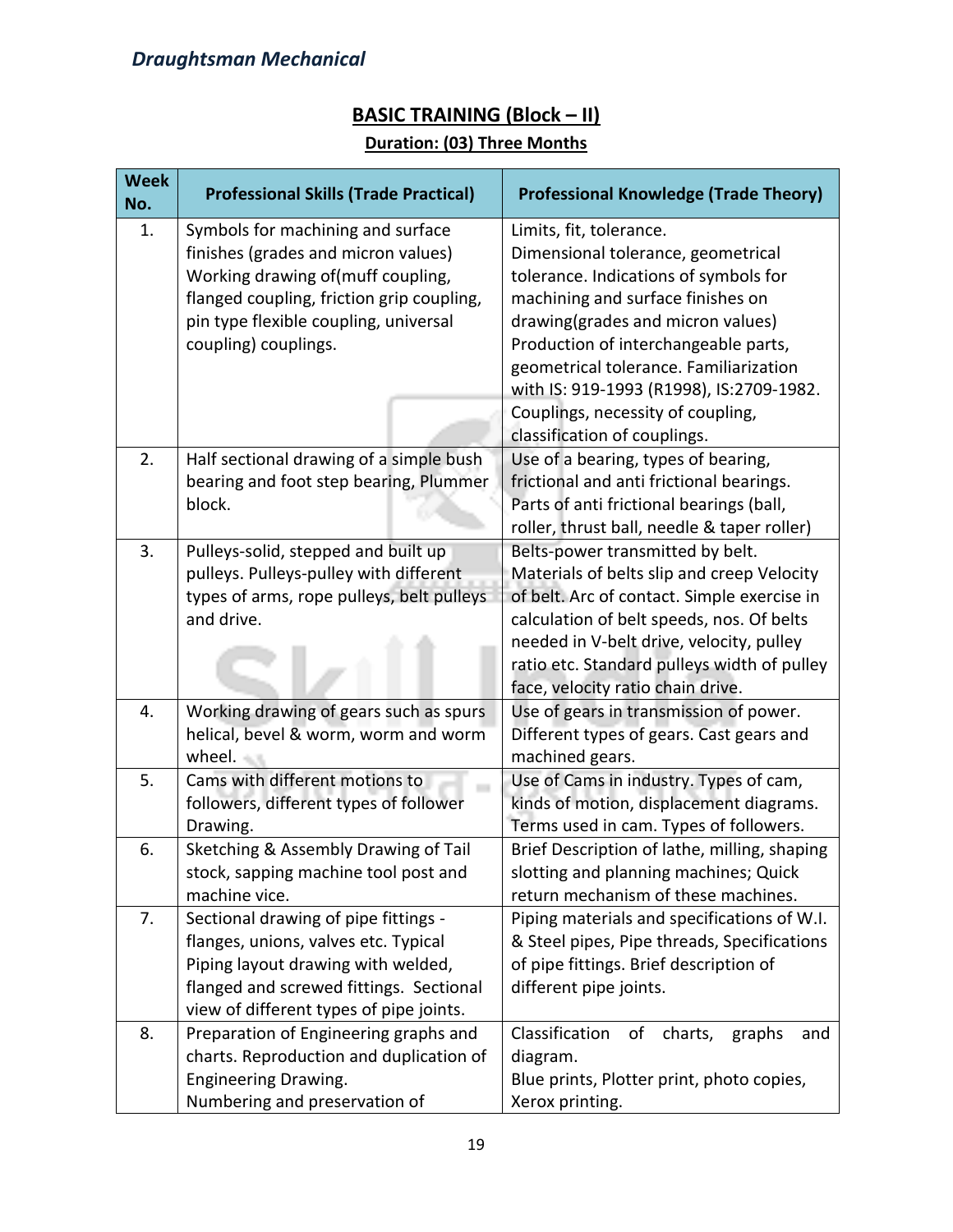## BASIC TRAINING (Block – II)

**Duration: (03) Three Months**

| Week No. | Professional Skills (Trade Practical) | Professional Knowledge (Trade Theory) |
|---|---|---|
| 1. | Symbols for machining and surface finishes (grades and micron values) Working drawing of(muff coupling, flanged coupling, friction grip coupling, pin type flexible coupling, universal coupling) couplings. | Limits, fit, tolerance. Dimensional tolerance, geometrical tolerance. Indications of symbols for machining and surface finishes on drawing(grades and micron values) Production of interchangeable parts, geometrical tolerance. Familiarization with IS: 919-1993 (R1998), IS:2709-1982. Couplings, necessity of coupling, classification of couplings. |
| 2. | Half sectional drawing of a simple bush bearing and foot step bearing, Plummer block. | Use of a bearing, types of bearing, frictional and anti frictional bearings. Parts of anti frictional bearings (ball, roller, thrust ball, needle & taper roller) |
| 3. | Pulleys-solid, stepped and built up pulleys. Pulleys-pulley with different types of arms, rope pulleys, belt pulleys and drive. | Belts-power transmitted by belt. Materials of belts slip and creep Velocity of belt. Arc of contact. Simple exercise in calculation of belt speeds, nos. Of belts needed in V-belt drive, velocity, pulley ratio etc. Standard pulleys width of pulley face, velocity ratio chain drive. |
| 4. | Working drawing of gears such as spurs helical, bevel & worm, worm and worm wheel. | Use of gears in transmission of power. Different types of gears. Cast gears and machined gears. |
| 5. | Cams with different motions to followers, different types of follower Drawing. | Use of Cams in industry. Types of cam, kinds of motion, displacement diagrams. Terms used in cam. Types of followers. |
| 6. | Sketching & Assembly Drawing of Tail stock, sapping machine tool post and machine vice. | Brief Description of lathe, milling, shaping slotting and planning machines; Quick return mechanism of these machines. |
| 7. | Sectional drawing of pipe fittings - flanges, unions, valves etc. Typical Piping layout drawing with welded, flanged and screwed fittings. Sectional view of different types of pipe joints. | Piping materials and specifications of W.I. & Steel pipes, Pipe threads, Specifications of pipe fittings. Brief description of different pipe joints. |
| 8. | Preparation of Engineering graphs and charts. Reproduction and duplication of Engineering Drawing. Numbering and preservation of | Classification of charts, graphs and diagram. Blue prints, Plotter print, photo copies, Xerox printing. |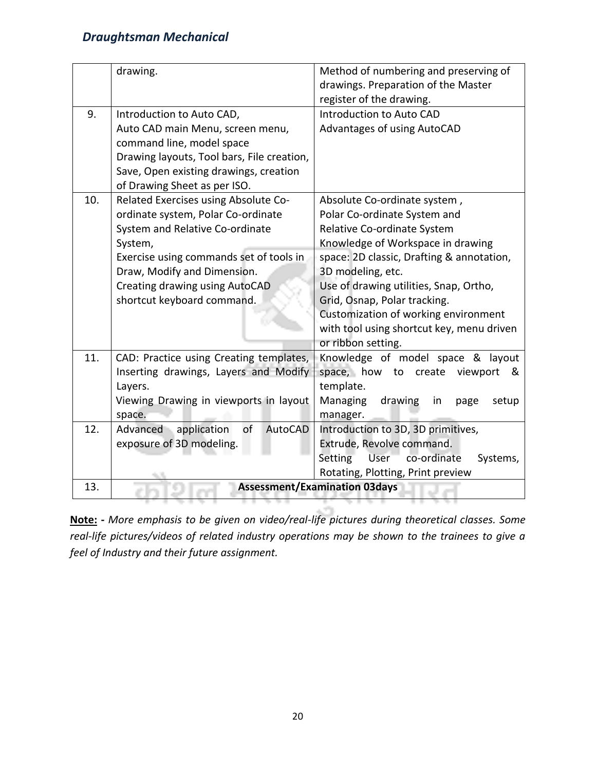| | | |
|---|---|---|
| | drawing. | Method of numbering and preserving of drawings. Preparation of the Master register of the drawing. |
| 9. | Introduction to Auto CAD,<br>Auto CAD main Menu, screen menu, command line, model space<br>Drawing layouts, Tool bars, File creation, Save, Open existing drawings, creation of Drawing Sheet as per ISO. | Introduction to Auto CAD<br>Advantages of using AutoCAD |
| 10. | Related Exercises using Absolute Co-ordinate system, Polar Co-ordinate System and Relative Co-ordinate System,<br>Exercise using commands set of tools in Draw, Modify and Dimension.<br>Creating drawing using AutoCAD shortcut keyboard command. | Absolute Co-ordinate system ,<br>Polar Co-ordinate System and<br>Relative Co-ordinate System<br>Knowledge of Workspace in drawing space: 2D classic, Drafting & annotation, 3D modeling, etc.<br>Use of drawing utilities, Snap, Ortho, Grid, Osnap, Polar tracking.<br>Customization of working environment with tool using shortcut key, menu driven or ribbon setting. |
| 11. | CAD: Practice using Creating templates, Inserting drawings, Layers and Modify Layers.<br>Viewing Drawing in viewports in layout space. | Knowledge of model space & layout space, how to create viewport & template.<br>Managing drawing in page setup manager. |
| 12. | Advanced application of AutoCAD exposure of 3D modeling. | Introduction to 3D, 3D primitives,<br>Extrude, Revolve command.<br>Setting User co-ordinate Systems, Rotating, Plotting, Print preview |
| 13. | **Assessment/Examination 03days** | |

**Note: -** *More emphasis to be given on video/real-life pictures during theoretical classes. Some real-life pictures/videos of related industry operations may be shown to the trainees to give a feel of Industry and their future assignment.*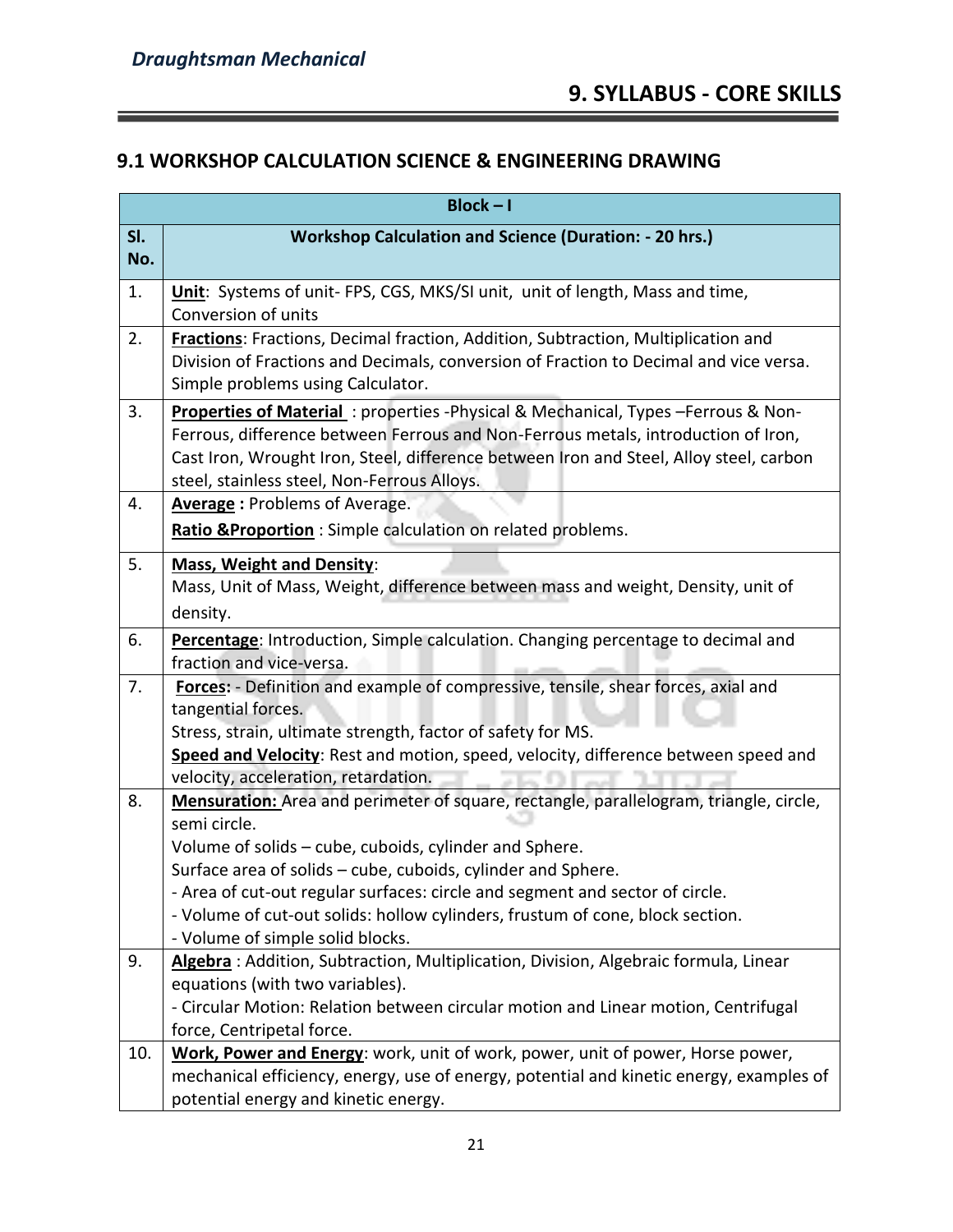# 9. SYLLABUS - CORE SKILLS

## 9.1 WORKSHOP CALCULATION SCIENCE & ENGINEERING DRAWING

| Block – I | |
|---|---|
| **Sl. No.** | **Workshop Calculation and Science (Duration: - 20 hrs.)** |
| 1. | **Unit**: Systems of unit- FPS, CGS, MKS/SI unit, unit of length, Mass and time, Conversion of units |
| 2. | **Fractions**: Fractions, Decimal fraction, Addition, Subtraction, Multiplication and Division of Fractions and Decimals, conversion of Fraction to Decimal and vice versa. Simple problems using Calculator. |
| 3. | **Properties of Material** : properties -Physical & Mechanical, Types –Ferrous & Non-Ferrous, difference between Ferrous and Non-Ferrous metals, introduction of Iron, Cast Iron, Wrought Iron, Steel, difference between Iron and Steel, Alloy steel, carbon steel, stainless steel, Non-Ferrous Alloys. |
| 4. | **Average :** Problems of Average.<br>**Ratio &Proportion** : Simple calculation on related problems. |
| 5. | **Mass, Weight and Density**:<br>Mass, Unit of Mass, Weight, difference between mass and weight, Density, unit of density. |
| 6. | **Percentage**: Introduction, Simple calculation. Changing percentage to decimal and fraction and vice-versa. |
| 7. | **Forces:** - Definition and example of compressive, tensile, shear forces, axial and tangential forces.<br>Stress, strain, ultimate strength, factor of safety for MS.<br>**Speed and Velocity**: Rest and motion, speed, velocity, difference between speed and velocity, acceleration, retardation. |
| 8. | **Mensuration:** Area and perimeter of square, rectangle, parallelogram, triangle, circle, semi circle.<br>Volume of solids – cube, cuboids, cylinder and Sphere.<br>Surface area of solids – cube, cuboids, cylinder and Sphere.<br>- Area of cut-out regular surfaces: circle and segment and sector of circle.<br>- Volume of cut-out solids: hollow cylinders, frustum of cone, block section.<br>- Volume of simple solid blocks. |
| 9. | **Algebra** : Addition, Subtraction, Multiplication, Division, Algebraic formula, Linear equations (with two variables).<br>- Circular Motion: Relation between circular motion and Linear motion, Centrifugal force, Centripetal force. |
| 10. | **Work, Power and Energy**: work, unit of work, power, unit of power, Horse power, mechanical efficiency, energy, use of energy, potential and kinetic energy, examples of potential energy and kinetic energy. |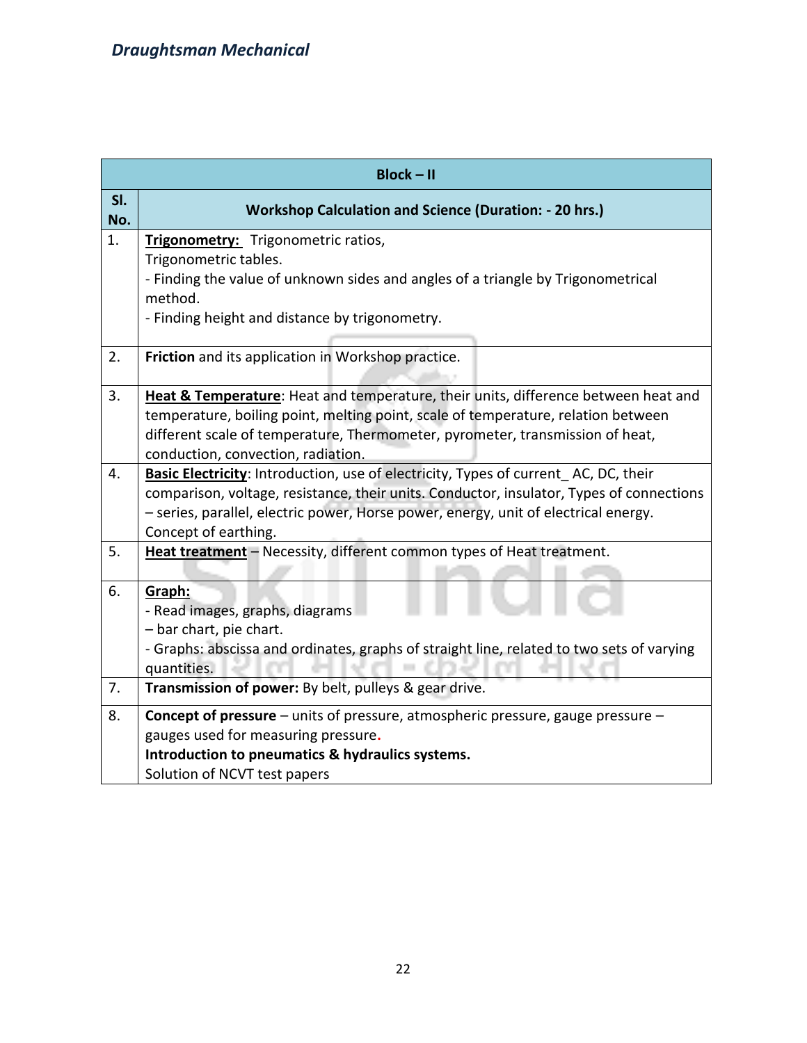| Block – II | |
|---|---|
| **Sl. No.** | **Workshop Calculation and Science (Duration: - 20 hrs.)** |
| 1. | **Trigonometry:** Trigonometric ratios,<br>Trigonometric tables.<br>- Finding the value of unknown sides and angles of a triangle by Trigonometrical method.<br>- Finding height and distance by trigonometry. |
| 2. | **Friction** and its application in Workshop practice. |
| 3. | **Heat & Temperature**: Heat and temperature, their units, difference between heat and temperature, boiling point, melting point, scale of temperature, relation between different scale of temperature, Thermometer, pyrometer, transmission of heat, conduction, convection, radiation. |
| 4. | **Basic Electricity**: Introduction, use of electricity, Types of current_ AC, DC, their comparison, voltage, resistance, their units. Conductor, insulator, Types of connections – series, parallel, electric power, Horse power, energy, unit of electrical energy. Concept of earthing. |
| 5. | **Heat treatment** – Necessity, different common types of Heat treatment. |
| 6. | **Graph:**<br>- Read images, graphs, diagrams<br>– bar chart, pie chart.<br>- Graphs: abscissa and ordinates, graphs of straight line, related to two sets of varying quantities. |
| 7. | **Transmission of power:** By belt, pulleys & gear drive. |
| 8. | **Concept of pressure** – units of pressure, atmospheric pressure, gauge pressure – gauges used for measuring pressure.<br>**Introduction to pneumatics & hydraulics systems.**<br>Solution of NCVT test papers |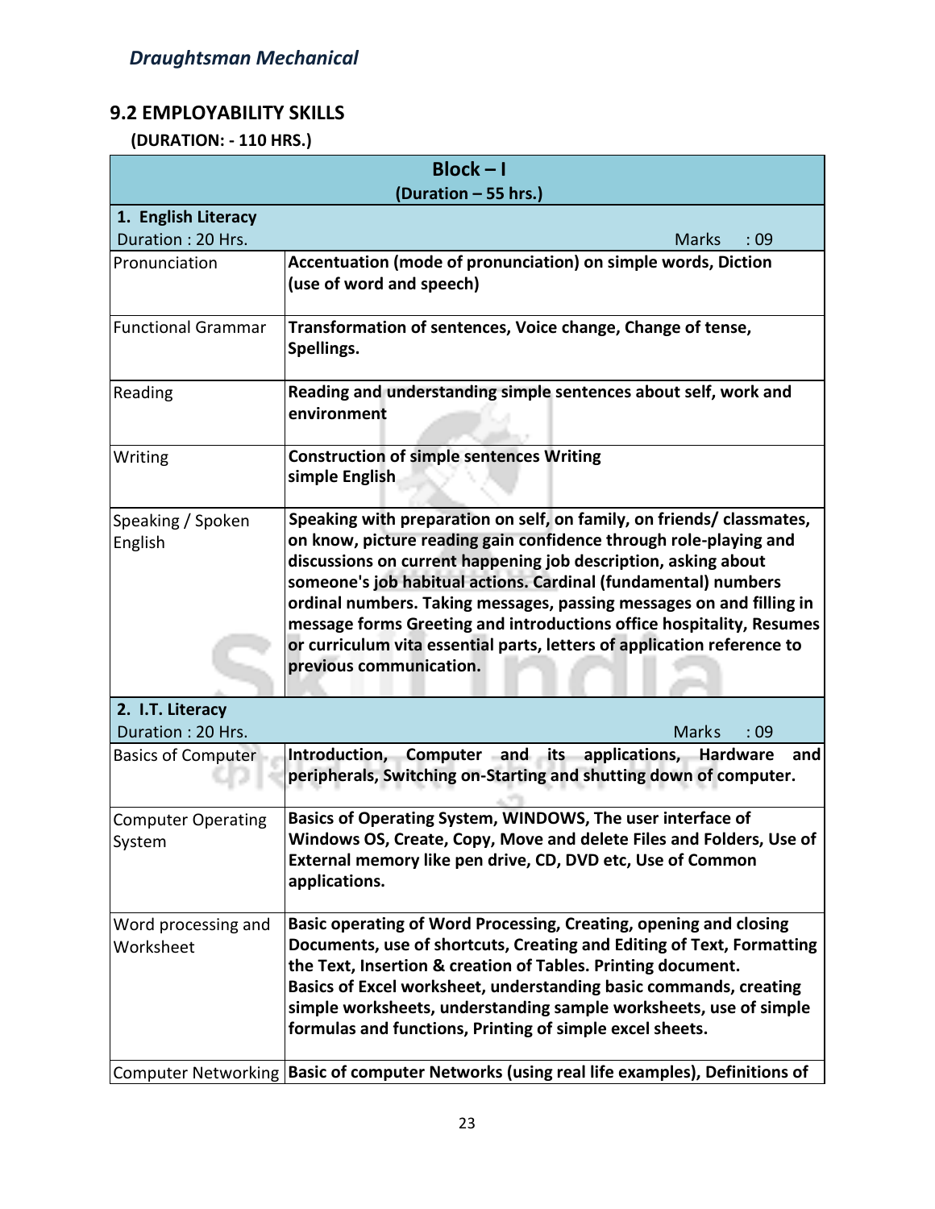## 9.2 EMPLOYABILITY SKILLS

**(DURATION: - 110 HRS.)**

| **Block – I (Duration – 55 hrs.)** | |
|---|---|
| **1. English Literacy** Duration : 20 Hrs. | Marks : 09 |
| Pronunciation | **Accentuation (mode of pronunciation) on simple words, Diction (use of word and speech)** |
| Functional Grammar | **Transformation of sentences, Voice change, Change of tense, Spellings.** |
| Reading | **Reading and understanding simple sentences about self, work and environment** |
| Writing | **Construction of simple sentences Writing simple English** |
| Speaking / Spoken English | **Speaking with preparation on self, on family, on friends/ classmates, on know, picture reading gain confidence through role-playing and discussions on current happening job description, asking about someone's job habitual actions. Cardinal (fundamental) numbers ordinal numbers. Taking messages, passing messages on and filling in message forms Greeting and introductions office hospitality, Resumes or curriculum vita essential parts, letters of application reference to previous communication.** |
| **2. I.T. Literacy** Duration : 20 Hrs. | Marks : 09 |
| Basics of Computer | **Introduction, Computer and its applications, Hardware and peripherals, Switching on-Starting and shutting down of computer.** |
| Computer Operating System | **Basics of Operating System, WINDOWS, The user interface of Windows OS, Create, Copy, Move and delete Files and Folders, Use of External memory like pen drive, CD, DVD etc, Use of Common applications.** |
| Word processing and Worksheet | **Basic operating of Word Processing, Creating, opening and closing Documents, use of shortcuts, Creating and Editing of Text, Formatting the Text, Insertion & creation of Tables. Printing document. Basics of Excel worksheet, understanding basic commands, creating simple worksheets, understanding sample worksheets, use of simple formulas and functions, Printing of simple excel sheets.** |
| Computer Networking | **Basic of computer Networks (using real life examples), Definitions of** |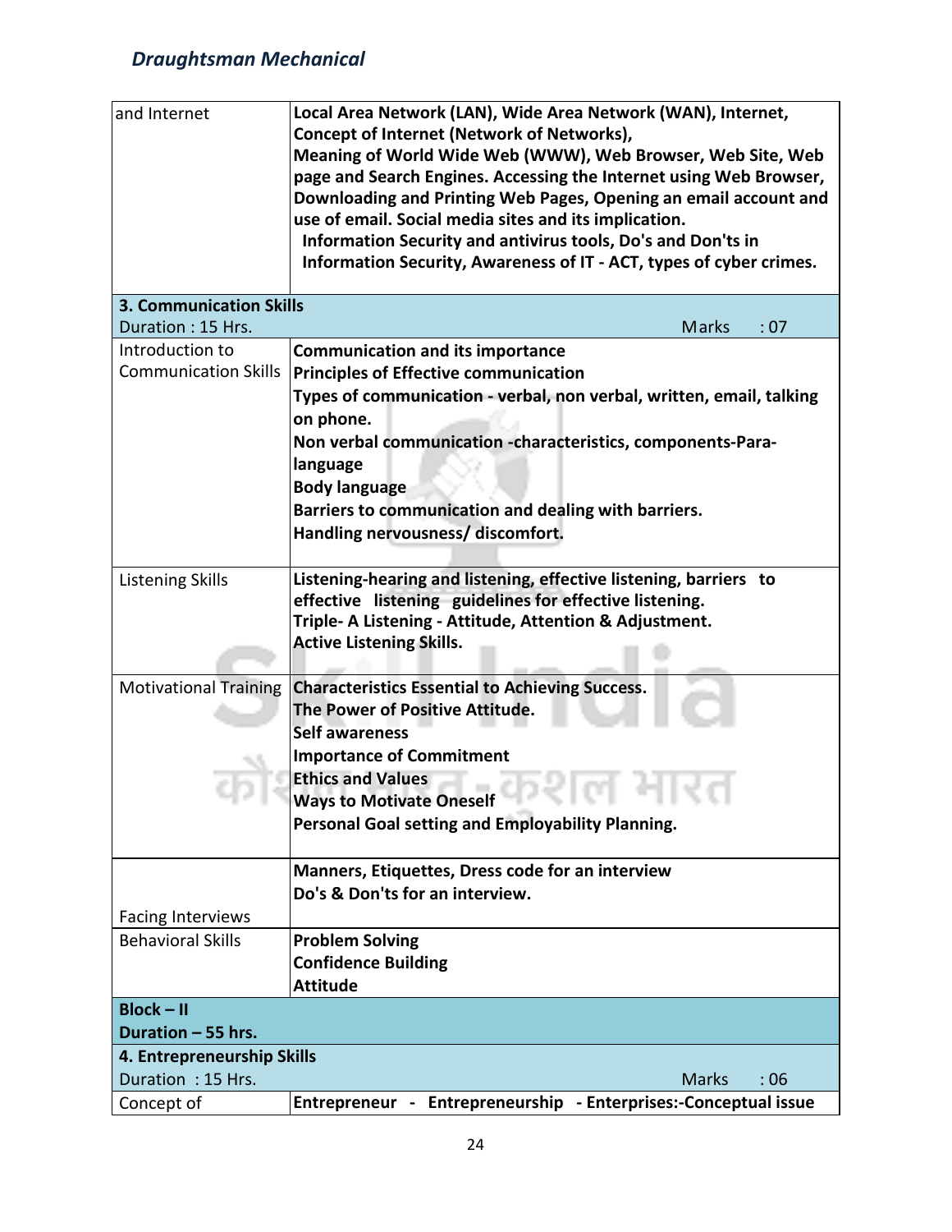| | |
|---|---|
| and Internet | **Local Area Network (LAN), Wide Area Network (WAN), Internet, Concept of Internet (Network of Networks),**<br>**Meaning of World Wide Web (WWW), Web Browser, Web Site, Web page and Search Engines. Accessing the Internet using Web Browser, Downloading and Printing Web Pages, Opening an email account and use of email. Social media sites and its implication.**<br>**Information Security and antivirus tools, Do's and Don'ts in Information Security, Awareness of IT - ACT, types of cyber crimes.** |
| **3. Communication Skills**<br>Duration : 15 Hrs. | Marks : 07 |
| Introduction to Communication Skills | **Communication and its importance**<br>**Principles of Effective communication**<br>**Types of communication - verbal, non verbal, written, email, talking on phone.**<br>**Non verbal communication -characteristics, components-Para-language**<br>**Body language**<br>**Barriers to communication and dealing with barriers.**<br>**Handling nervousness/ discomfort.** |
| Listening Skills | **Listening-hearing and listening, effective listening, barriers to effective listening guidelines for effective listening.**<br>**Triple- A Listening - Attitude, Attention & Adjustment.**<br>**Active Listening Skills.** |
| Motivational Training | **Characteristics Essential to Achieving Success.**<br>**The Power of Positive Attitude.**<br>**Self awareness**<br>**Importance of Commitment**<br>**Ethics and Values**<br>**Ways to Motivate Oneself**<br>**Personal Goal setting and Employability Planning.** |
| Facing Interviews | **Manners, Etiquettes, Dress code for an interview**<br>**Do's & Don'ts for an interview.** |
| Behavioral Skills | **Problem Solving**<br>**Confidence Building**<br>**Attitude** |
| **Block – II**<br>**Duration – 55 hrs.** | |
| **4. Entrepreneurship Skills**<br>Duration : 15 Hrs. | Marks : 06 |
| Concept of | **Entrepreneur - Entrepreneurship - Enterprises:-Conceptual issue** |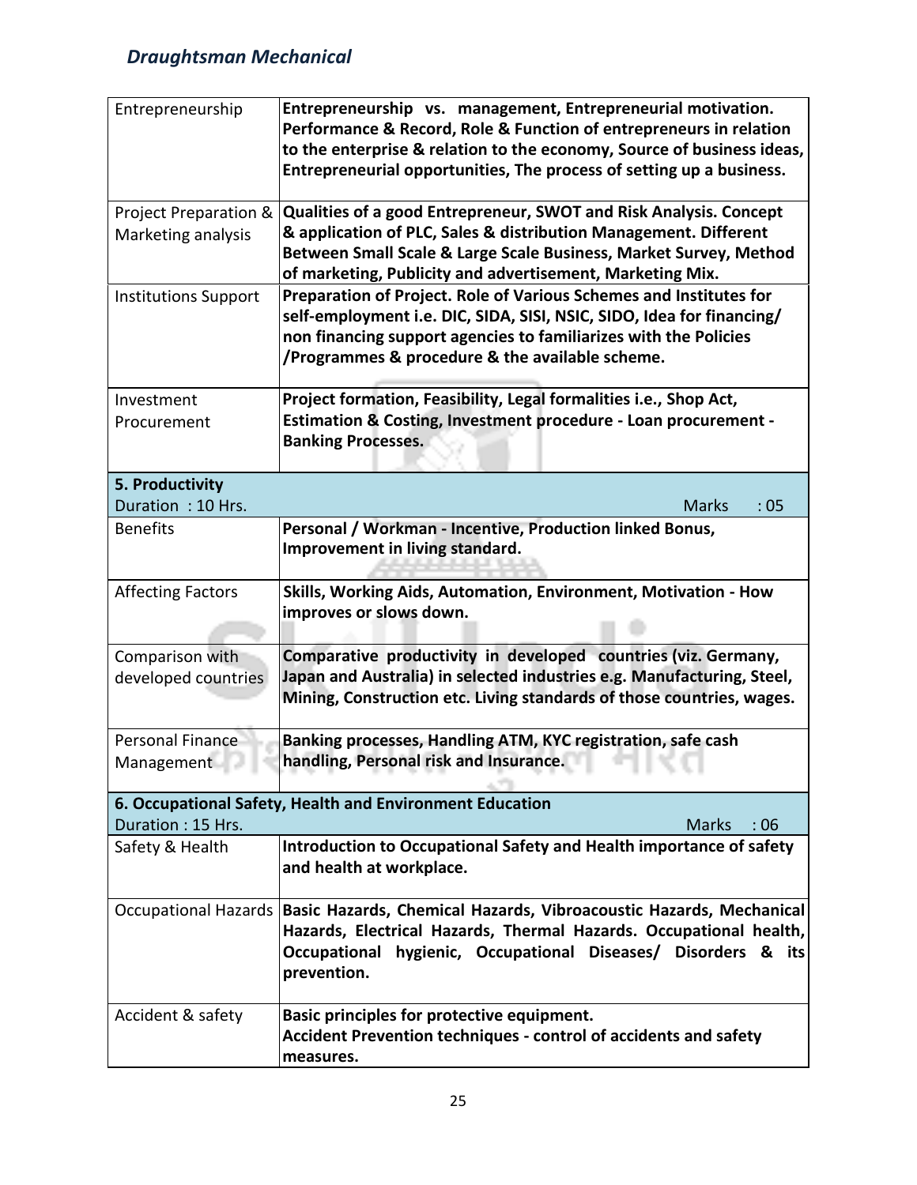| | |
|---|---|
| Entrepreneurship | **Entrepreneurship vs. management, Entrepreneurial motivation. Performance & Record, Role & Function of entrepreneurs in relation to the enterprise & relation to the economy, Source of business ideas, Entrepreneurial opportunities, The process of setting up a business.** |
| Project Preparation & Marketing analysis | **Qualities of a good Entrepreneur, SWOT and Risk Analysis. Concept & application of PLC, Sales & distribution Management. Different Between Small Scale & Large Scale Business, Market Survey, Method of marketing, Publicity and advertisement, Marketing Mix.** |
| Institutions Support | **Preparation of Project. Role of Various Schemes and Institutes for self-employment i.e. DIC, SIDA, SISI, NSIC, SIDO, Idea for financing/ non financing support agencies to familiarizes with the Policies /Programmes & procedure & the available scheme.** |
| Investment Procurement | **Project formation, Feasibility, Legal formalities i.e., Shop Act, Estimation & Costing, Investment procedure - Loan procurement - Banking Processes.** |
| **5. Productivity** Duration : 10 Hrs. | Marks : 05 |
| Benefits | **Personal / Workman - Incentive, Production linked Bonus, Improvement in living standard.** |
| Affecting Factors | **Skills, Working Aids, Automation, Environment, Motivation - How improves or slows down.** |
| Comparison with developed countries | **Comparative productivity in developed countries (viz. Germany, Japan and Australia) in selected industries e.g. Manufacturing, Steel, Mining, Construction etc. Living standards of those countries, wages.** |
| Personal Finance Management | **Banking processes, Handling ATM, KYC registration, safe cash handling, Personal risk and Insurance.** |
| **6. Occupational Safety, Health and Environment Education** Duration : 15 Hrs. | Marks : 06 |
| Safety & Health | **Introduction to Occupational Safety and Health importance of safety and health at workplace.** |
| Occupational Hazards | **Basic Hazards, Chemical Hazards, Vibroacoustic Hazards, Mechanical Hazards, Electrical Hazards, Thermal Hazards. Occupational health, Occupational hygienic, Occupational Diseases/ Disorders & its prevention.** |
| Accident & safety | **Basic principles for protective equipment. Accident Prevention techniques - control of accidents and safety measures.** |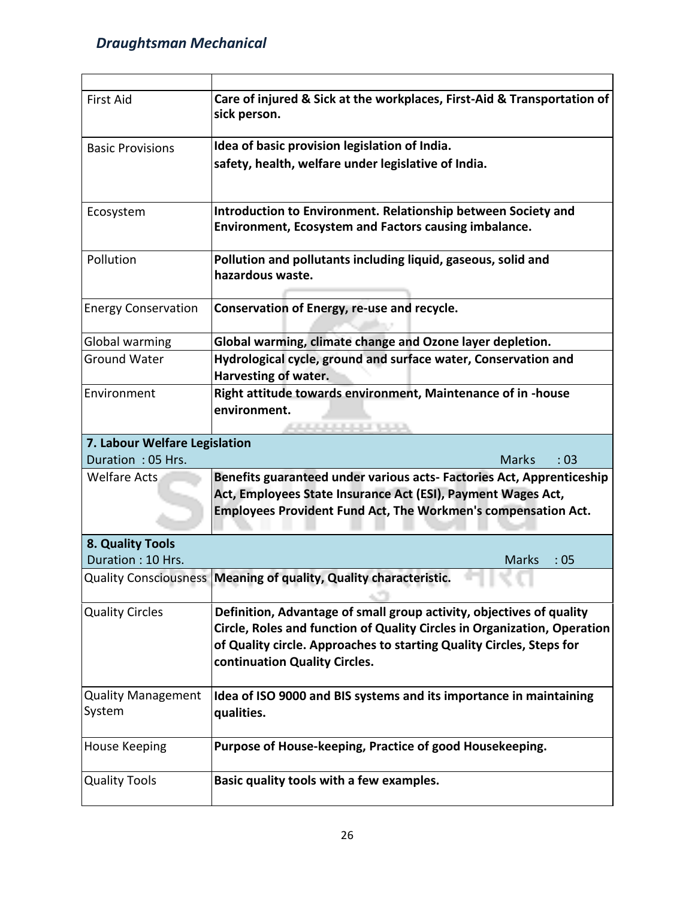| | |
|---|---|
| First Aid | **Care of injured & Sick at the workplaces, First-Aid & Transportation of sick person.** |
| Basic Provisions | **Idea of basic provision legislation of India.**<br>**safety, health, welfare under legislative of India.** |
| Ecosystem | **Introduction to Environment. Relationship between Society and Environment, Ecosystem and Factors causing imbalance.** |
| Pollution | **Pollution and pollutants including liquid, gaseous, solid and hazardous waste.** |
| Energy Conservation | **Conservation of Energy, re-use and recycle.** |
| Global warming | **Global warming, climate change and Ozone layer depletion.** |
| Ground Water | **Hydrological cycle, ground and surface water, Conservation and Harvesting of water.** |
| Environment | **Right attitude towards environment, Maintenance of in -house environment.** |
| **7. Labour Welfare Legislation**<br>Duration : 05 Hrs. | Marks : 03 |
| Welfare Acts | **Benefits guaranteed under various acts- Factories Act, Apprenticeship Act, Employees State Insurance Act (ESI), Payment Wages Act, Employees Provident Fund Act, The Workmen's compensation Act.** |
| **8. Quality Tools**<br>Duration : 10 Hrs. | Marks : 05 |
| Quality Consciousness | **Meaning of quality, Quality characteristic.** |
| Quality Circles | **Definition, Advantage of small group activity, objectives of quality Circle, Roles and function of Quality Circles in Organization, Operation of Quality circle. Approaches to starting Quality Circles, Steps for continuation Quality Circles.** |
| Quality Management System | **Idea of ISO 9000 and BIS systems and its importance in maintaining qualities.** |
| House Keeping | **Purpose of House-keeping, Practice of good Housekeeping.** |
| Quality Tools | **Basic quality tools with a few examples.** |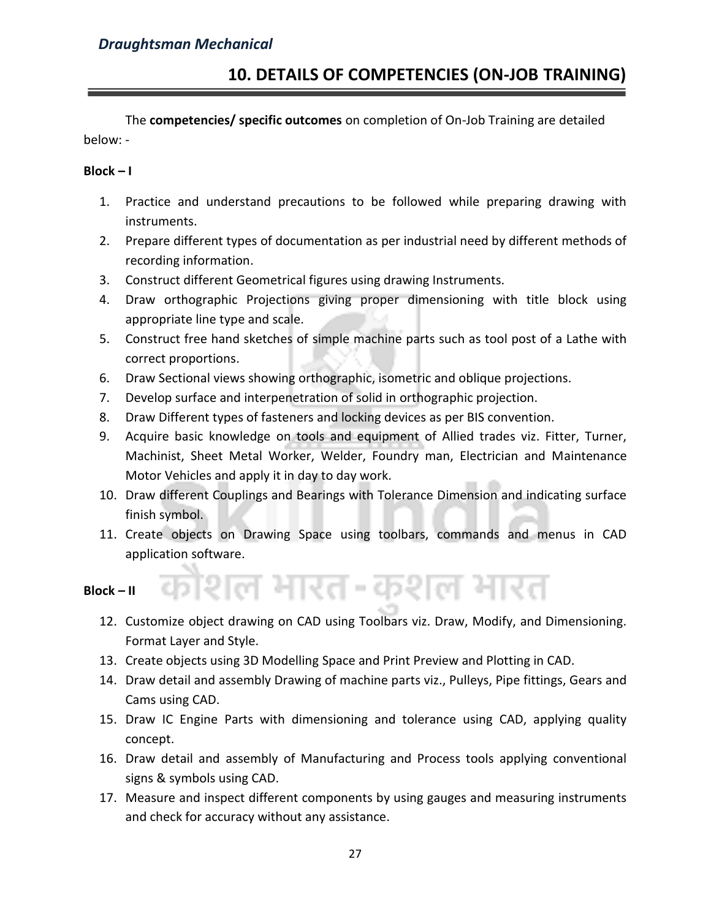## 10. DETAILS OF COMPETENCIES (ON-JOB TRAINING)

The **competencies/ specific outcomes** on completion of On-Job Training are detailed below: -

**Block – I**

1. Practice and understand precautions to be followed while preparing drawing with instruments.
2. Prepare different types of documentation as per industrial need by different methods of recording information.
3. Construct different Geometrical figures using drawing Instruments.
4. Draw orthographic Projections giving proper dimensioning with title block using appropriate line type and scale.
5. Construct free hand sketches of simple machine parts such as tool post of a Lathe with correct proportions.
6. Draw Sectional views showing orthographic, isometric and oblique projections.
7. Develop surface and interpenetration of solid in orthographic projection.
8. Draw Different types of fasteners and locking devices as per BIS convention.
9. Acquire basic knowledge on tools and equipment of Allied trades viz. Fitter, Turner, Machinist, Sheet Metal Worker, Welder, Foundry man, Electrician and Maintenance Motor Vehicles and apply it in day to day work.
10. Draw different Couplings and Bearings with Tolerance Dimension and indicating surface finish symbol.
11. Create objects on Drawing Space using toolbars, commands and menus in CAD application software.

**Block – II**

12. Customize object drawing on CAD using Toolbars viz. Draw, Modify, and Dimensioning. Format Layer and Style.
13. Create objects using 3D Modelling Space and Print Preview and Plotting in CAD.
14. Draw detail and assembly Drawing of machine parts viz., Pulleys, Pipe fittings, Gears and Cams using CAD.
15. Draw IC Engine Parts with dimensioning and tolerance using CAD, applying quality concept.
16. Draw detail and assembly of Manufacturing and Process tools applying conventional signs & symbols using CAD.
17. Measure and inspect different components by using gauges and measuring instruments and check for accuracy without any assistance.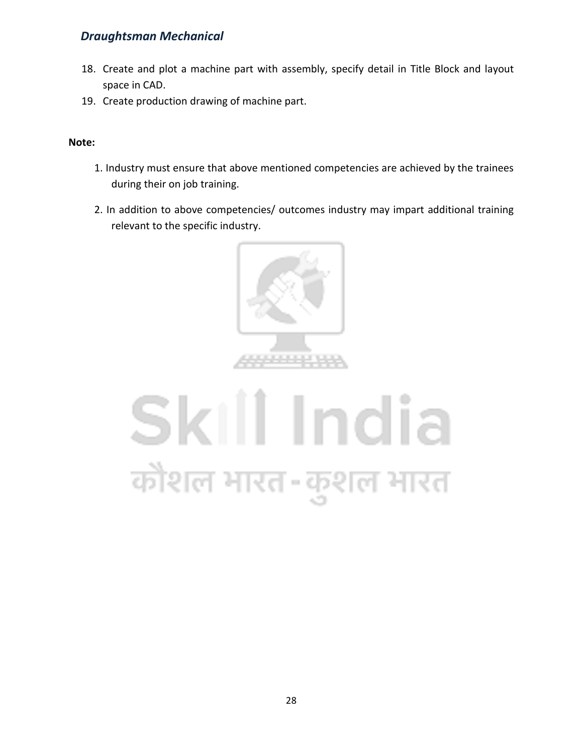18. Create and plot a machine part with assembly, specify detail in Title Block and layout space in CAD.
19. Create production drawing of machine part.

**Note:**

1. Industry must ensure that above mentioned competencies are achieved by the trainees during their on job training.
2. In addition to above competencies/ outcomes industry may impart additional training relevant to the specific industry.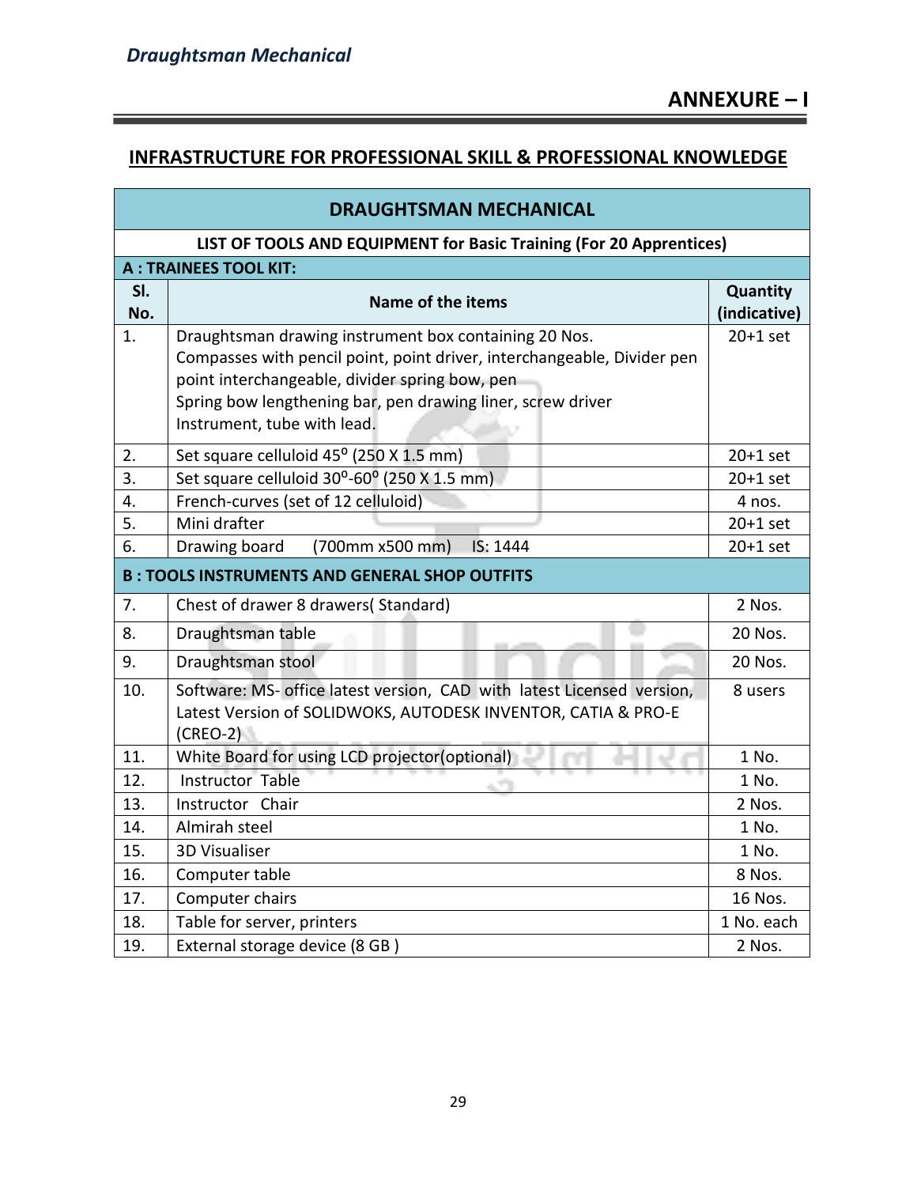## ANNEXURE – I

## INFRASTRUCTURE FOR PROFESSIONAL SKILL & PROFESSIONAL KNOWLEDGE

| DRAUGHTSMAN MECHANICAL | | |
|---|---|---|
| **LIST OF TOOLS AND EQUIPMENT for Basic Training (For 20 Apprentices)** | | |
| **A : TRAINEES TOOL KIT:** | | |
| **Sl. No.** | **Name of the items** | **Quantity (indicative)** |
| 1. | Draughtsman drawing instrument box containing 20 Nos. Compasses with pencil point, point driver, interchangeable, Divider pen point interchangeable, divider spring bow, pen Spring bow lengthening bar, pen drawing liner, screw driver Instrument, tube with lead. | 20+1 set |
| 2. | Set square celluloid 45º (250 X 1.5 mm) | 20+1 set |
| 3. | Set square celluloid 30º-60º (250 X 1.5 mm) | 20+1 set |
| 4. | French-curves (set of 12 celluloid) | 4 nos. |
| 5. | Mini drafter | 20+1 set |
| 6. | Drawing board (700mm x500 mm) IS: 1444 | 20+1 set |
| **B : TOOLS INSTRUMENTS AND GENERAL SHOP OUTFITS** | | |
| 7. | Chest of drawer 8 drawers( Standard) | 2 Nos. |
| 8. | Draughtsman table | 20 Nos. |
| 9. | Draughtsman stool | 20 Nos. |
| 10. | Software: MS- office latest version, CAD with latest Licensed version, Latest Version of SOLIDWOKS, AUTODESK INVENTOR, CATIA & PRO-E (CREO-2) | 8 users |
| 11. | White Board for using LCD projector(optional) | 1 No. |
| 12. | Instructor Table | 1 No. |
| 13. | Instructor Chair | 2 Nos. |
| 14. | Almirah steel | 1 No. |
| 15. | 3D Visualiser | 1 No. |
| 16. | Computer table | 8 Nos. |
| 17. | Computer chairs | 16 Nos. |
| 18. | Table for server, printers | 1 No. each |
| 19. | External storage device (8 GB ) | 2 Nos. |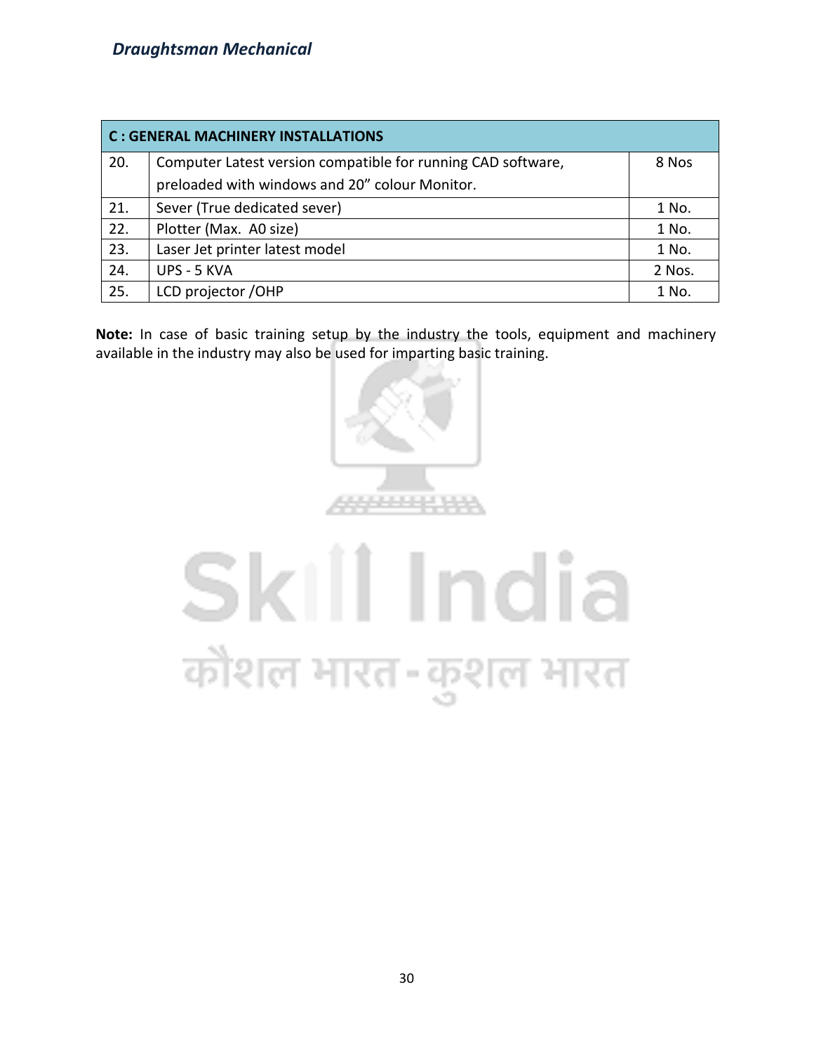| C : GENERAL MACHINERY INSTALLATIONS | | |
|---|---|---|
| 20. | Computer Latest version compatible for running CAD software, preloaded with windows and 20" colour Monitor. | 8 Nos |
| 21. | Sever (True dedicated sever) | 1 No. |
| 22. | Plotter (Max. A0 size) | 1 No. |
| 23. | Laser Jet printer latest model | 1 No. |
| 24. | UPS - 5 KVA | 2 Nos. |
| 25. | LCD projector /OHP | 1 No. |

**Note:** In case of basic training setup by the industry the tools, equipment and machinery available in the industry may also be used for imparting basic training.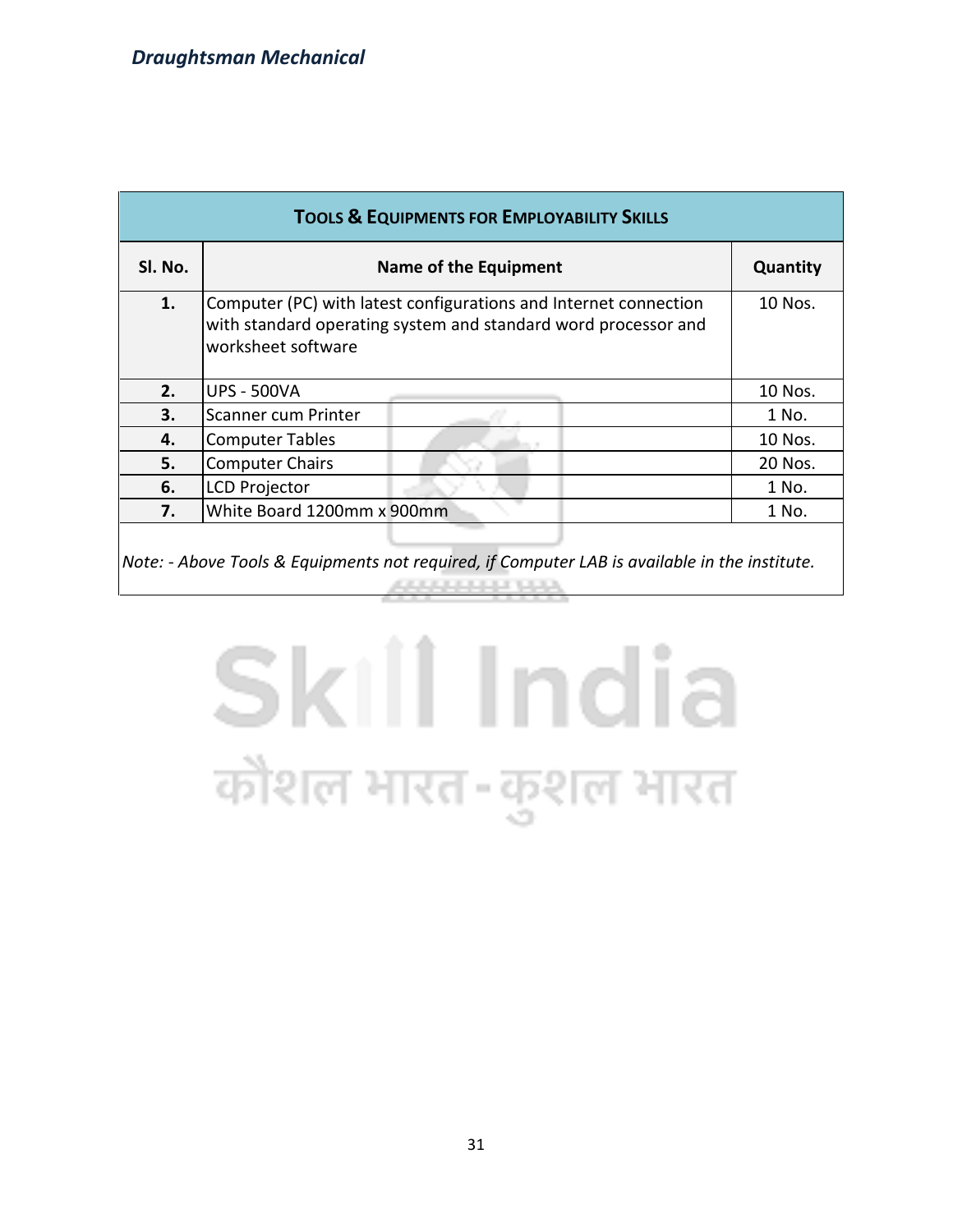| TOOLS & EQUIPMENTS FOR EMPLOYABILITY SKILLS | | |
|---|---|---|
| **Sl. No.** | **Name of the Equipment** | **Quantity** |
| **1.** | Computer (PC) with latest configurations and Internet connection with standard operating system and standard word processor and worksheet software | 10 Nos. |
| **2.** | UPS - 500VA | 10 Nos. |
| **3.** | Scanner cum Printer | 1 No. |
| **4.** | Computer Tables | 10 Nos. |
| **5.** | Computer Chairs | 20 Nos. |
| **6.** | LCD Projector | 1 No. |
| **7.** | White Board 1200mm x 900mm | 1 No. |

*Note: - Above Tools & Equipments not required, if Computer LAB is available in the institute.*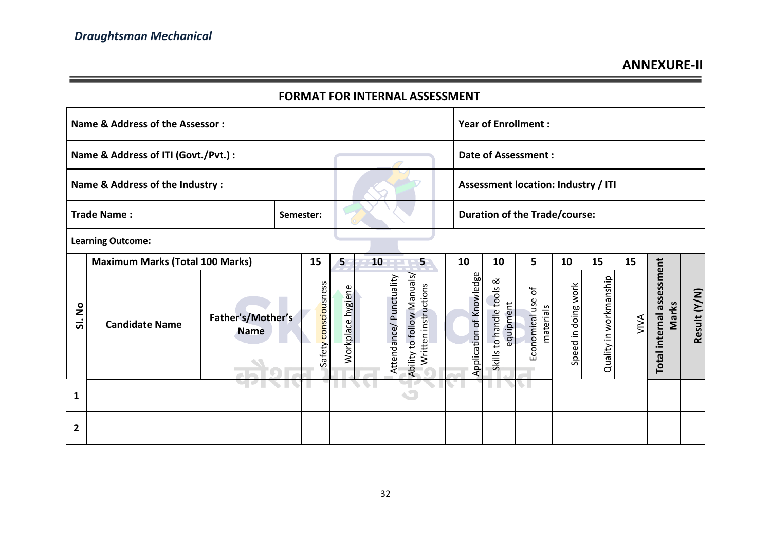## ANNEXURE-II

### FORMAT FOR INTERNAL ASSESSMENT

| | | | |
|---|---|---|---|
| **Name & Address of the Assessor :** | | | **Year of Enrollment :** |
| **Name & Address of ITI (Govt./Pvt.) :** | | | **Date of Assessment :** |
| **Name & Address of the Industry :** | | | **Assessment location: Industry / ITI** |
| **Trade Name :** | | **Semester:** | **Duration of the Trade/course:** |
| **Learning Outcome:** | | | |

| Sl. No | Maximum Marks (Total 100 Marks) | | 15 | 5 | 10 | 5 | 10 | 10 | 5 | 10 | 15 | 15 | | |
|---|---|---|---|---|---|---|---|---|---|---|---|---|---|---|
| | **Candidate Name** | **Father's/Mother's Name** | Safety consciousness | Workplace hygiene | Attendance/ Punctuality | Ability to follow Manuals/ Written instructions | Application of Knowledge | Skills to handle tools & equipment | Economical use of materials | Speed in doing work | Quality in workmanship | VIVA | **Total internal assessment Marks** | **Result (Y/N)** |
| **1** | | | | | | | | | | | | | | |
| **2** | | | | | | | | | | | | | | |